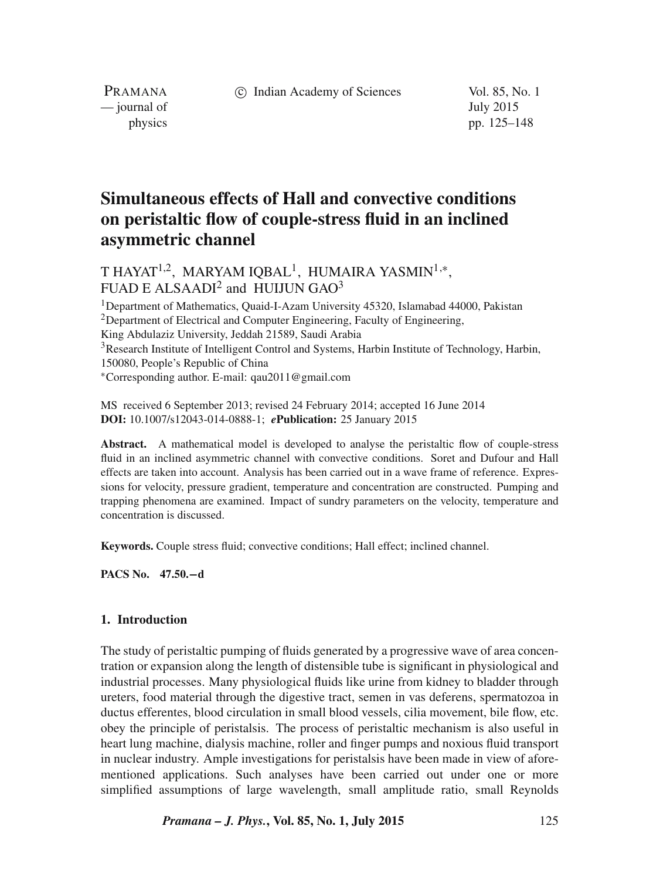# Simultaneous effects of Hall and convective conditions on peristaltic flow of couple-stress fluid in an inclined asymmetric channel

T HAYAT[1,2], MARYAM IQBAL[1], HUMAIRA YASMIN[1,*], FUAD E ALSAADI[2] and HUIJUN GAO[3]

[1]Department of Mathematics, Quaid-I-Azam University 45320, Islamabad 44000, Pakistan
[2]Department of Electrical and Computer Engineering, Faculty of Engineering, King Abdulaziz University, Jeddah 21589, Saudi Arabia
[3]Research Institute of Intelligent Control and Systems, Harbin Institute of Technology, Harbin, 150080, People's Republic of China
[*]Corresponding author. E-mail: qau2011@gmail.com

MS received 6 September 2013; revised 24 February 2014; accepted 16 June 2014
**DOI:** 10.1007/s12043-014-0888-1; ***e*Publication:** 25 January 2015

**Abstract.** A mathematical model is developed to analyse the peristaltic flow of couple-stress fluid in an inclined asymmetric channel with convective conditions. Soret and Dufour and Hall effects are taken into account. Analysis has been carried out in a wave frame of reference. Expressions for velocity, pressure gradient, temperature and concentration are constructed. Pumping and trapping phenomena are examined. Impact of sundry parameters on the velocity, temperature and concentration is discussed.

**Keywords.** Couple stress fluid; convective conditions; Hall effect; inclined channel.

**PACS No. 47.50.−d**

## 1. Introduction

The study of peristaltic pumping of fluids generated by a progressive wave of area concentration or expansion along the length of distensible tube is significant in physiological and industrial processes. Many physiological fluids like urine from kidney to bladder through ureters, food material through the digestive tract, semen in vas deferens, spermatozoa in ductus efferentes, blood circulation in small blood vessels, cilia movement, bile flow, etc. obey the principle of peristalsis. The process of peristaltic mechanism is also useful in heart lung machine, dialysis machine, roller and finger pumps and noxious fluid transport in nuclear industry. Ample investigations for peristalsis have been made in view of aforementioned applications. Such analyses have been carried out under one or more simplified assumptions of large wavelength, small amplitude ratio, small Reynolds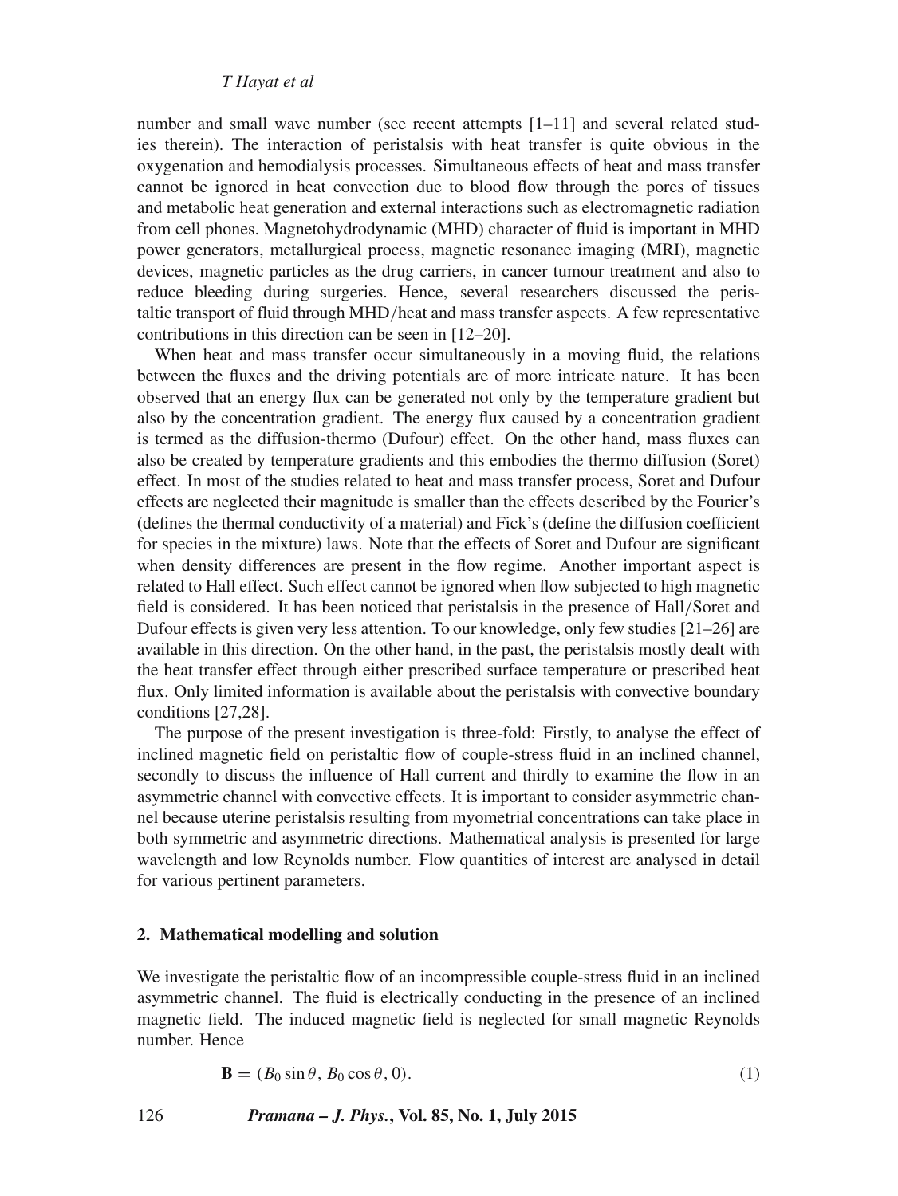number and small wave number (see recent attempts [1–11] and several related studies therein). The interaction of peristalsis with heat transfer is quite obvious in the oxygenation and hemodialysis processes. Simultaneous effects of heat and mass transfer cannot be ignored in heat convection due to blood flow through the pores of tissues and metabolic heat generation and external interactions such as electromagnetic radiation from cell phones. Magnetohydrodynamic (MHD) character of fluid is important in MHD power generators, metallurgical process, magnetic resonance imaging (MRI), magnetic devices, magnetic particles as the drug carriers, in cancer tumour treatment and also to reduce bleeding during surgeries. Hence, several researchers discussed the peristaltic transport of fluid through MHD/heat and mass transfer aspects. A few representative contributions in this direction can be seen in [12–20].

When heat and mass transfer occur simultaneously in a moving fluid, the relations between the fluxes and the driving potentials are of more intricate nature. It has been observed that an energy flux can be generated not only by the temperature gradient but also by the concentration gradient. The energy flux caused by a concentration gradient is termed as the diffusion-thermo (Dufour) effect. On the other hand, mass fluxes can also be created by temperature gradients and this embodies the thermo diffusion (Soret) effect. In most of the studies related to heat and mass transfer process, Soret and Dufour effects are neglected their magnitude is smaller than the effects described by the Fourier's (defines the thermal conductivity of a material) and Fick's (define the diffusion coefficient for species in the mixture) laws. Note that the effects of Soret and Dufour are significant when density differences are present in the flow regime. Another important aspect is related to Hall effect. Such effect cannot be ignored when flow subjected to high magnetic field is considered. It has been noticed that peristalsis in the presence of Hall/Soret and Dufour effects is given very less attention. To our knowledge, only few studies [21–26] are available in this direction. On the other hand, in the past, the peristalsis mostly dealt with the heat transfer effect through either prescribed surface temperature or prescribed heat flux. Only limited information is available about the peristalsis with convective boundary conditions [27,28].

The purpose of the present investigation is three-fold: Firstly, to analyse the effect of inclined magnetic field on peristaltic flow of couple-stress fluid in an inclined channel, secondly to discuss the influence of Hall current and thirdly to examine the flow in an asymmetric channel with convective effects. It is important to consider asymmetric channel because uterine peristalsis resulting from myometrial concentrations can take place in both symmetric and asymmetric directions. Mathematical analysis is presented for large wavelength and low Reynolds number. Flow quantities of interest are analysed in detail for various pertinent parameters.

## 2. Mathematical modelling and solution

We investigate the peristaltic flow of an incompressible couple-stress fluid in an inclined asymmetric channel. The fluid is electrically conducting in the presence of an inclined magnetic field. The induced magnetic field is neglected for small magnetic Reynolds number. Hence

$$\mathbf{B} = (B_0 \sin\theta,\, B_0 \cos\theta,\, 0). \tag{1}$$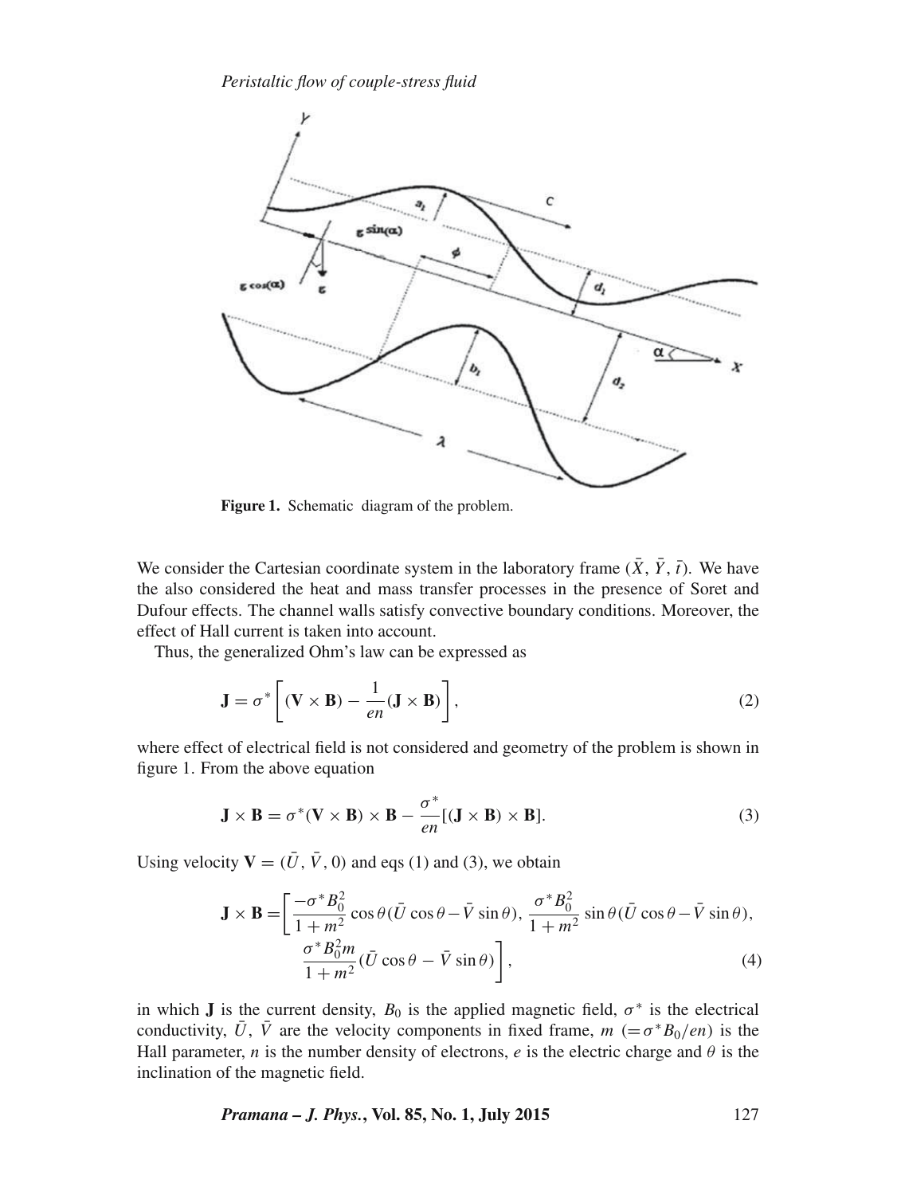Figure 1. Schematic diagram of the problem.

We consider the Cartesian coordinate system in the laboratory frame $(\bar{X}, \bar{Y}, \bar{t})$. We have the also considered the heat and mass transfer processes in the presence of Soret and Dufour effects. The channel walls satisfy convective boundary conditions. Moreover, the effect of Hall current is taken into account.

Thus, the generalized Ohm's law can be expressed as

$$\mathbf{J} = \sigma^* \left[ (\mathbf{V} \times \mathbf{B}) - \frac{1}{en}(\mathbf{J} \times \mathbf{B}) \right], \tag{2}$$

where effect of electrical field is not considered and geometry of the problem is shown in figure 1. From the above equation

$$\mathbf{J} \times \mathbf{B} = \sigma^* (\mathbf{V} \times \mathbf{B}) \times \mathbf{B} - \frac{\sigma^*}{en} [(\mathbf{J} \times \mathbf{B}) \times \mathbf{B}]. \tag{3}$$

Using velocity $\mathbf{V} = (\bar{U}, \bar{V}, 0)$ and eqs (1) and (3), we obtain

$$\mathbf{J} \times \mathbf{B} = \left[ \frac{-\sigma^* B_0^2}{1+m^2} \cos\theta (\bar{U}\cos\theta - \bar{V}\sin\theta), \frac{\sigma^* B_0^2}{1+m^2} \sin\theta (\bar{U}\cos\theta - \bar{V}\sin\theta), \frac{\sigma^* B_0^2 m}{1+m^2} (\bar{U}\cos\theta - \bar{V}\sin\theta) \right], \tag{4}$$

in which $\mathbf{J}$ is the current density, $B_0$ is the applied magnetic field, $\sigma^*$ is the electrical conductivity, $\bar{U}$, $\bar{V}$ are the velocity components in fixed frame, $m$ $(=\sigma^* B_0/en)$ is the Hall parameter, $n$ is the number density of electrons, $e$ is the electric charge and $\theta$ is the inclination of the magnetic field.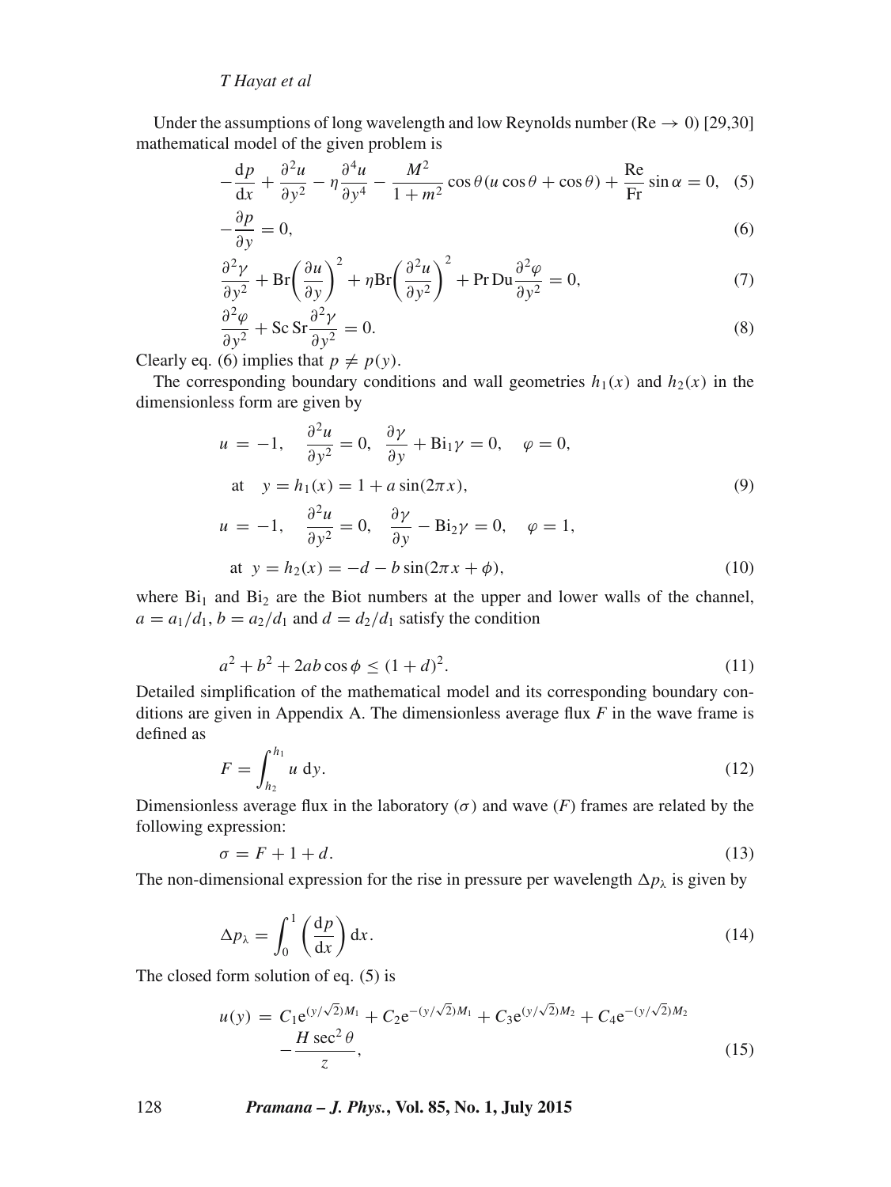Under the assumptions of long wavelength and low Reynolds number (Re $\to$ 0) [29,30] mathematical model of the given problem is

$$-\frac{\mathrm{d}p}{\mathrm{d}x}+\frac{\partial^2 u}{\partial y^2}-\eta\frac{\partial^4 u}{\partial y^4}-\frac{M^2}{1+m^2}\cos\theta(u\cos\theta+\cos\theta)+\frac{\mathrm{Re}}{\mathrm{Fr}}\sin\alpha=0, \quad (5)$$

$$-\frac{\partial p}{\partial y}=0, \quad (6)$$

$$\frac{\partial^2\gamma}{\partial y^2}+\mathrm{Br}\left(\frac{\partial u}{\partial y}\right)^2+\eta\mathrm{Br}\left(\frac{\partial^2 u}{\partial y^2}\right)^2+\mathrm{Pr}\,\mathrm{Du}\frac{\partial^2\varphi}{\partial y^2}=0, \quad (7)$$

$$\frac{\partial^2\varphi}{\partial y^2}+\mathrm{Sc}\,\mathrm{Sr}\frac{\partial^2\gamma}{\partial y^2}=0. \quad (8)$$

Clearly eq. (6) implies that $p\neq p(y)$.

The corresponding boundary conditions and wall geometries $h_1(x)$ and $h_2(x)$ in the dimensionless form are given by

$$u=-1,\quad \frac{\partial^2 u}{\partial y^2}=0,\quad \frac{\partial\gamma}{\partial y}+\mathrm{Bi}_1\gamma=0,\quad \varphi=0,$$
$$\text{at}\quad y=h_1(x)=1+a\sin(2\pi x), \quad (9)$$

$$u=-1,\quad \frac{\partial^2 u}{\partial y^2}=0,\quad \frac{\partial\gamma}{\partial y}-\mathrm{Bi}_2\gamma=0,\quad \varphi=1,$$
$$\text{at}\quad y=h_2(x)=-d-b\sin(2\pi x+\phi), \quad (10)$$

where $\mathrm{Bi}_1$ and $\mathrm{Bi}_2$ are the Biot numbers at the upper and lower walls of the channel, $a=a_1/d_1$, $b=a_2/d_1$ and $d=d_2/d_1$ satisfy the condition

$$a^2+b^2+2ab\cos\phi\leq(1+d)^2. \quad (11)$$

Detailed simplification of the mathematical model and its corresponding boundary conditions are given in Appendix A. The dimensionless average flux $F$ in the wave frame is defined as

$$F=\int_{h_2}^{h_1}u\,\mathrm{d}y. \quad (12)$$

Dimensionless average flux in the laboratory ($\sigma$) and wave ($F$) frames are related by the following expression:

$$\sigma=F+1+d. \quad (13)$$

The non-dimensional expression for the rise in pressure per wavelength $\Delta p_\lambda$ is given by

$$\Delta p_\lambda=\int_0^1\left(\frac{\mathrm{d}p}{\mathrm{d}x}\right)\mathrm{d}x. \quad (14)$$

The closed form solution of eq. (5) is

$$u(y)=C_1\mathrm{e}^{(y/\sqrt{2})M_1}+C_2\mathrm{e}^{-(y/\sqrt{2})M_1}+C_3\mathrm{e}^{(y/\sqrt{2})M_2}+C_4\mathrm{e}^{-(y/\sqrt{2})M_2}$$
$$-\frac{H\sec^2\theta}{z}, \quad (15)$$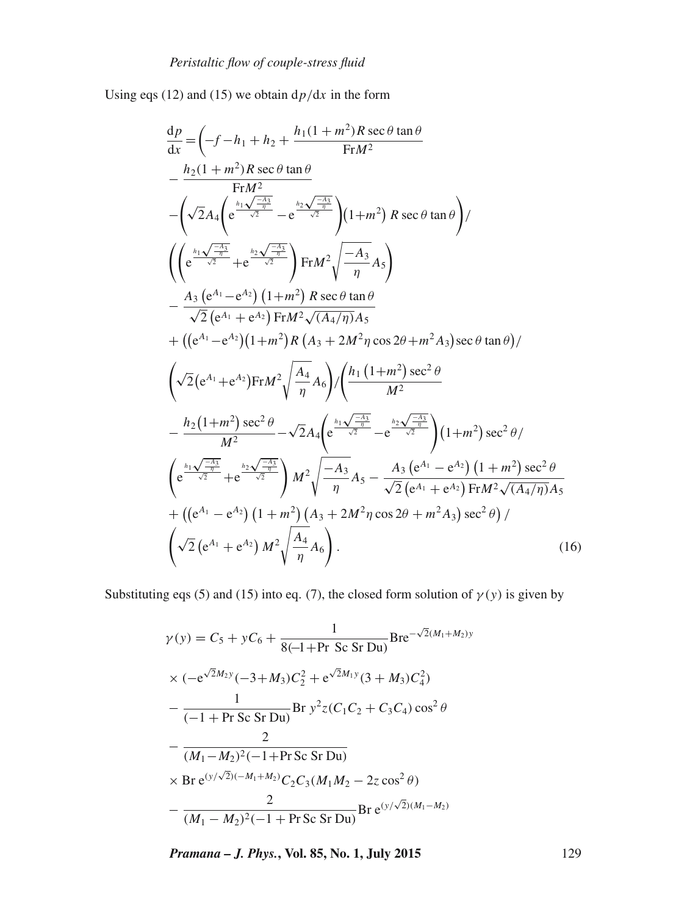Using eqs (12) and (15) we obtain $\mathrm{d}p/\mathrm{d}x$ in the form

$$
\begin{aligned}
\frac{\mathrm{d}p}{\mathrm{d}x} =& \Bigg(-f-h_1+h_2+\frac{h_1(1+m^2)R\sec\theta\tan\theta}{\mathrm{Fr}M^2} \\
&-\frac{h_2(1+m^2)R\sec\theta\tan\theta}{\mathrm{Fr}M^2} \\
&-\left(\sqrt{2}A_4\left(\mathrm{e}^{\frac{h_1\sqrt{\frac{-A_3}{\eta}}}{\sqrt{2}}}-\mathrm{e}^{\frac{h_2\sqrt{\frac{-A_3}{\eta}}}{\sqrt{2}}}\right)\left(1+m^2\right)R\sec\theta\tan\theta\right)\Bigg/ \\
&\left(\left(\mathrm{e}^{\frac{h_1\sqrt{\frac{-A_3}{\eta}}}{\sqrt{2}}}+\mathrm{e}^{\frac{h_2\sqrt{\frac{-A_3}{\eta}}}{\sqrt{2}}}\right)\mathrm{Fr}M^2\sqrt{\frac{-A_3}{\eta}}A_5\right) \\
&-\frac{A_3\left(\mathrm{e}^{A_1}-\mathrm{e}^{A_2}\right)\left(1+m^2\right)R\sec\theta\tan\theta}{\sqrt{2}\left(\mathrm{e}^{A_1}+\mathrm{e}^{A_2}\right)\mathrm{Fr}M^2\sqrt{(A_4/\eta)}A_5} \\
&+\left(\left(\mathrm{e}^{A_1}-\mathrm{e}^{A_2}\right)\left(1+m^2\right)R\left(A_3+2M^2\eta\cos 2\theta+m^2A_3\right)\sec\theta\tan\theta\right)\Big/ \\
&\left(\sqrt{2}\left(\mathrm{e}^{A_1}+\mathrm{e}^{A_2}\right)\mathrm{Fr}M^2\sqrt{\frac{A_4}{\eta}}A_6\right)\Bigg/\Bigg(\frac{h_1\left(1+m^2\right)\sec^2\theta}{M^2} \\
&-\frac{h_2\left(1+m^2\right)\sec^2\theta}{M^2}-\sqrt{2}A_4\left(\mathrm{e}^{\frac{h_1\sqrt{\frac{-A_3}{\eta}}}{\sqrt{2}}}-\mathrm{e}^{\frac{h_2\sqrt{\frac{-A_3}{\eta}}}{\sqrt{2}}}\right)\left(1+m^2\right)\sec^2\theta\Big/ \\
&\left(\mathrm{e}^{\frac{h_1\sqrt{\frac{-A_3}{\eta}}}{\sqrt{2}}}+\mathrm{e}^{\frac{h_2\sqrt{\frac{-A_3}{\eta}}}{\sqrt{2}}}\right)M^2\sqrt{\frac{-A_3}{\eta}}A_5-\frac{A_3\left(\mathrm{e}^{A_1}-\mathrm{e}^{A_2}\right)\left(1+m^2\right)\sec^2\theta}{\sqrt{2}\left(\mathrm{e}^{A_1}+\mathrm{e}^{A_2}\right)\mathrm{Fr}M^2\sqrt{(A_4/\eta)}A_5} \\
&+\left(\left(\mathrm{e}^{A_1}-\mathrm{e}^{A_2}\right)\left(1+m^2\right)\left(A_3+2M^2\eta\cos 2\theta+m^2A_3\right)\sec^2\theta\right)\Big/ \\
&\left(\sqrt{2}\left(\mathrm{e}^{A_1}+\mathrm{e}^{A_2}\right)M^2\sqrt{\frac{A_4}{\eta}}A_6\right).
\end{aligned}
\tag{16}
$$

Substituting eqs (5) and (15) into eq. (7), the closed form solution of $\gamma(y)$ is given by

$$
\begin{aligned}
\gamma(y) =& C_5+yC_6+\frac{1}{8(-1+\mathrm{Pr\ Sc\ Sr\ Du})}\mathrm{Br}\mathrm{e}^{-\sqrt{2}(M_1+M_2)y} \\
&\times\left(-\mathrm{e}^{\sqrt{2}M_2y}(-3+M_3)C_2^2+\mathrm{e}^{\sqrt{2}M_1y}(3+M_3)C_4^2\right) \\
&-\frac{1}{(-1+\mathrm{Pr\ Sc\ Sr\ Du})}\mathrm{Br}\ y^2z(C_1C_2+C_3C_4)\cos^2\theta \\
&-\frac{2}{(M_1-M_2)^2(-1+\mathrm{Pr\,Sc\,Sr\,Du})} \\
&\times\mathrm{Br}\ \mathrm{e}^{(y/\sqrt{2})(-M_1+M_2)}C_2C_3(M_1M_2-2z\cos^2\theta) \\
&-\frac{2}{(M_1-M_2)^2(-1+\mathrm{Pr\,Sc\,Sr\,Du})}\mathrm{Br}\ \mathrm{e}^{(y/\sqrt{2})(M_1-M_2)}
\end{aligned}
$$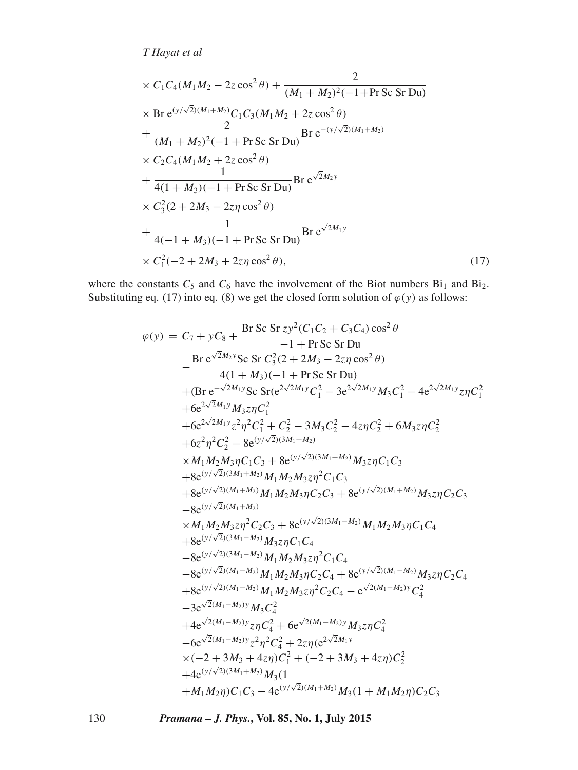$$
\times C_1C_4(M_1M_2 - 2z\cos^2\theta) + \frac{2}{(M_1+M_2)^2(-1+\text{Pr Sc Sr Du})}
$$

$$
\times \text{Br}\,\text{e}^{(y/\sqrt{2})(M_1+M_2)}C_1C_3(M_1M_2 + 2z\cos^2\theta)
$$

$$
+ \frac{2}{(M_1+M_2)^2(-1+\text{Pr Sc Sr Du})}\text{Br}\,\text{e}^{-(y/\sqrt{2})(M_1+M_2)}
$$

$$
\times C_2C_4(M_1M_2 + 2z\cos^2\theta)
$$

$$
+ \frac{1}{4(1+M_3)(-1+\text{Pr Sc Sr Du})}\text{Br}\,\text{e}^{\sqrt{2}M_2 y}
$$

$$
\times C_3^2(2 + 2M_3 - 2z\eta\cos^2\theta)
$$

$$
+ \frac{1}{4(-1+M_3)(-1+\text{Pr Sc Sr Du})}\text{Br}\,\text{e}^{\sqrt{2}M_1 y}
$$

$$
\times C_1^2(-2 + 2M_3 + 2z\eta\cos^2\theta), \tag{17}
$$

where the constants $C_5$ and $C_6$ have the involvement of the Biot numbers $\text{Bi}_1$ and $\text{Bi}_2$. Substituting eq. (17) into eq. (8) we get the closed form solution of $\varphi(y)$ as follows:

$$
\varphi(y) = C_7 + yC_8 + \frac{\text{Br Sc Sr}\,zy^2(C_1C_2 + C_3C_4)\cos^2\theta}{-1+\text{Pr Sc Sr Du}}
$$

$$
-\frac{\text{Br}\,\text{e}^{\sqrt{2}M_2 y}\text{Sc Sr}\,C_3^2(2+2M_3-2z\eta\cos^2\theta)}{4(1+M_3)(-1+\text{Pr Sc Sr Du})}
$$

$$
+(\text{Br}\,\text{e}^{-\sqrt{2}M_1 y}\text{Sc Sr}(\text{e}^{2\sqrt{2}M_1 y}C_1^2 - 3\text{e}^{2\sqrt{2}M_1 y}M_3C_1^2 - 4\text{e}^{2\sqrt{2}M_1 y}z\eta C_1^2
$$

$$
+6\text{e}^{2\sqrt{2}M_1 y}M_3 z\eta C_1^2
$$

$$
+6\text{e}^{2\sqrt{2}M_1 y}z^2\eta^2C_1^2 + C_2^2 - 3M_3C_2^2 - 4z\eta C_2^2 + 6M_3z\eta C_2^2
$$

$$
+6z^2\eta^2C_2^2 - 8\text{e}^{(y/\sqrt{2})(3M_1+M_2)}
$$

$$
\times M_1M_2M_3\eta C_1C_3 + 8\text{e}^{(y/\sqrt{2})(3M_1+M_2)}M_3z\eta C_1C_3
$$

$$
+8\text{e}^{(y/\sqrt{2})(3M_1+M_2)}M_1M_2M_3z\eta^2C_1C_3
$$

$$
+8\text{e}^{(y/\sqrt{2})(M_1+M_2)}M_1M_2M_3\eta C_2C_3 + 8\text{e}^{(y/\sqrt{2})(M_1+M_2)}M_3z\eta C_2C_3
$$

$$
-8\text{e}^{(y/\sqrt{2})(M_1+M_2)}
$$

$$
\times M_1M_2M_3z\eta^2C_2C_3 + 8\text{e}^{(y/\sqrt{2})(3M_1-M_2)}M_1M_2M_3\eta C_1C_4
$$

$$
+8\text{e}^{(y/\sqrt{2})(3M_1-M_2)}M_3z\eta C_1C_4
$$

$$
-8\text{e}^{(y/\sqrt{2})(3M_1-M_2)}M_1M_2M_3z\eta^2C_1C_4
$$

$$
-8\text{e}^{(y/\sqrt{2})(M_1-M_2)}M_1M_2M_3\eta C_2C_4 + 8\text{e}^{(y/\sqrt{2})(M_1-M_2)}M_3z\eta C_2C_4
$$

$$
+8\text{e}^{(y/\sqrt{2})(M_1-M_2)}M_1M_2M_3z\eta^2C_2C_4 - \text{e}^{\sqrt{2}(M_1-M_2)y}C_4^2
$$

$$
-3\text{e}^{\sqrt{2}(M_1-M_2)y}M_3C_4^2
$$

$$
+4\text{e}^{\sqrt{2}(M_1-M_2)y}z\eta C_4^2 + 6\text{e}^{\sqrt{2}(M_1-M_2)y}M_3z\eta C_4^2
$$

$$
-6\text{e}^{\sqrt{2}(M_1-M_2)y}z^2\eta^2C_4^2 + 2z\eta(\text{e}^{2\sqrt{2}M_1 y}
$$

$$
\times(-2+3M_3+4z\eta)C_1^2 + (-2+3M_3+4z\eta)C_2^2
$$

$$
+4\text{e}^{(y/\sqrt{2})(3M_1+M_2)}M_3(1
$$

$$
+M_1M_2\eta)C_1C_3 - 4\text{e}^{(y/\sqrt{2})(M_1+M_2)}M_3(1+M_1M_2\eta)C_2C_3
$$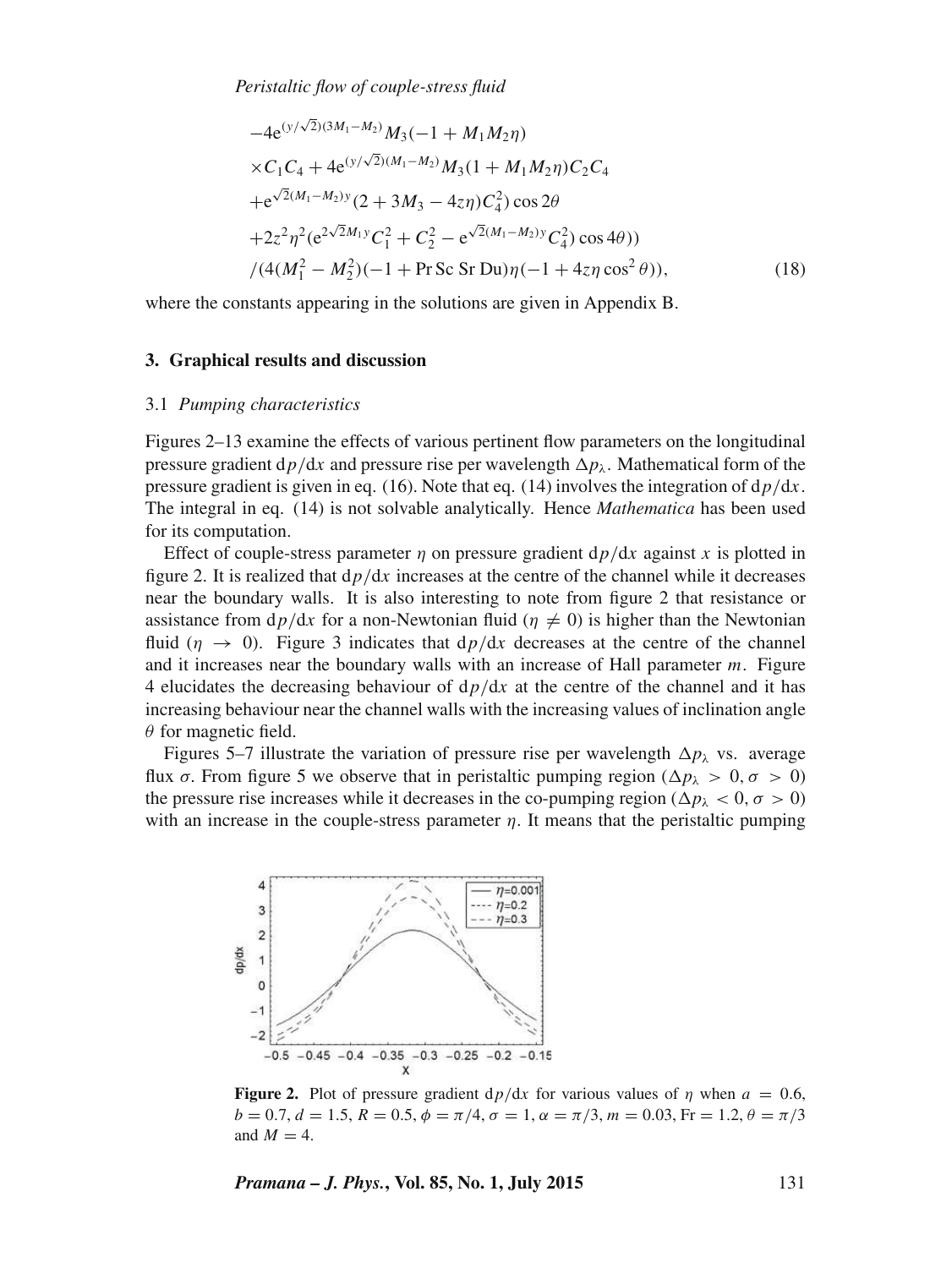$$
\begin{aligned}
&-4\mathrm{e}^{(y/\sqrt{2})(3M_1-M_2)}M_3(-1+M_1M_2\eta)\\
&\times C_1C_4+4\mathrm{e}^{(y/\sqrt{2})(M_1-M_2)}M_3(1+M_1M_2\eta)C_2C_4\\
&+\mathrm{e}^{\sqrt{2}(M_1-M_2)y}(2+3M_3-4z\eta)C_4^2)\cos 2\theta\\
&+2z^2\eta^2(\mathrm{e}^{2\sqrt{2}M_1y}C_1^2+C_2^2-\mathrm{e}^{\sqrt{2}(M_1-M_2)y}C_4^2)\cos 4\theta))\\
&/(4(M_1^2-M_2^2)(-1+\mathrm{Pr\,Sc\,Sr\,Du})\eta(-1+4z\eta\cos^2\theta)), \qquad (18)
\end{aligned}
$$

where the constants appearing in the solutions are given in Appendix B.

## 3. Graphical results and discussion

### 3.1 *Pumping characteristics*

Figures 2–13 examine the effects of various pertinent flow parameters on the longitudinal pressure gradient $\mathrm{d}p/\mathrm{d}x$ and pressure rise per wavelength $\Delta p_\lambda$. Mathematical form of the pressure gradient is given in eq. (16). Note that eq. (14) involves the integration of $\mathrm{d}p/\mathrm{d}x$. The integral in eq. (14) is not solvable analytically. Hence *Mathematica* has been used for its computation.

Effect of couple-stress parameter $\eta$ on pressure gradient $\mathrm{d}p/\mathrm{d}x$ against $x$ is plotted in figure 2. It is realized that $\mathrm{d}p/\mathrm{d}x$ increases at the centre of the channel while it decreases near the boundary walls. It is also interesting to note from figure 2 that resistance or assistance from $\mathrm{d}p/\mathrm{d}x$ for a non-Newtonian fluid ($\eta \neq 0$) is higher than the Newtonian fluid ($\eta \to 0$). Figure 3 indicates that $\mathrm{d}p/\mathrm{d}x$ decreases at the centre of the channel and it increases near the boundary walls with an increase of Hall parameter $m$. Figure 4 elucidates the decreasing behaviour of $\mathrm{d}p/\mathrm{d}x$ at the centre of the channel and it has increasing behaviour near the channel walls with the increasing values of inclination angle $\theta$ for magnetic field.

Figures 5–7 illustrate the variation of pressure rise per wavelength $\Delta p_\lambda$ vs. average flux $\sigma$. From figure 5 we observe that in peristaltic pumping region ($\Delta p_\lambda > 0, \sigma > 0$) the pressure rise increases while it decreases in the co-pumping region ($\Delta p_\lambda < 0, \sigma > 0$) with an increase in the couple-stress parameter $\eta$. It means that the peristaltic pumping

**Figure 2.** Plot of pressure gradient $\mathrm{d}p/\mathrm{d}x$ for various values of $\eta$ when $a = 0.6$, $b = 0.7$, $d = 1.5$, $R = 0.5$, $\phi = \pi/4$, $\sigma = 1$, $\alpha = \pi/3$, $m = 0.03$, $\mathrm{Fr} = 1.2$, $\theta = \pi/3$ and $M = 4$.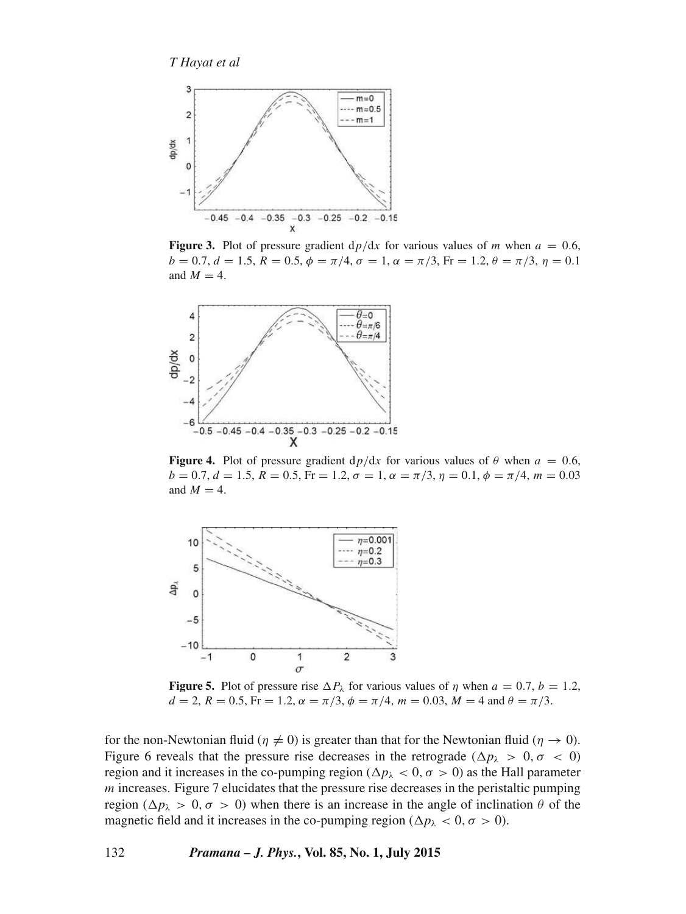**Figure 3.** Plot of pressure gradient $\mathrm{d}p/\mathrm{d}x$ for various values of $m$ when $a = 0.6$, $b = 0.7$, $d = 1.5$, $R = 0.5$, $\phi = \pi/4$, $\sigma = 1$, $\alpha = \pi/3$, $\mathrm{Fr} = 1.2$, $\theta = \pi/3$, $\eta = 0.1$ and $M = 4$.

**Figure 4.** Plot of pressure gradient $\mathrm{d}p/\mathrm{d}x$ for various values of $\theta$ when $a = 0.6$, $b = 0.7$, $d = 1.5$, $R = 0.5$, $\mathrm{Fr} = 1.2$, $\sigma = 1$, $\alpha = \pi/3$, $\eta = 0.1$, $\phi = \pi/4$, $m = 0.03$ and $M = 4$.

**Figure 5.** Plot of pressure rise $\Delta P_\lambda$ for various values of $\eta$ when $a = 0.7$, $b = 1.2$, $d = 2$, $R = 0.5$, $\mathrm{Fr} = 1.2$, $\alpha = \pi/3$, $\phi = \pi/4$, $m = 0.03$, $M = 4$ and $\theta = \pi/3$.

for the non-Newtonian fluid ($\eta \neq 0$) is greater than that for the Newtonian fluid ($\eta \to 0$). Figure 6 reveals that the pressure rise decreases in the retrograde ($\Delta p_\lambda > 0, \sigma < 0$) region and it increases in the co-pumping region ($\Delta p_\lambda < 0, \sigma > 0$) as the Hall parameter $m$ increases. Figure 7 elucidates that the pressure rise decreases in the peristaltic pumping region ($\Delta p_\lambda > 0, \sigma > 0$) when there is an increase in the angle of inclination $\theta$ of the magnetic field and it increases in the co-pumping region ($\Delta p_\lambda < 0, \sigma > 0$).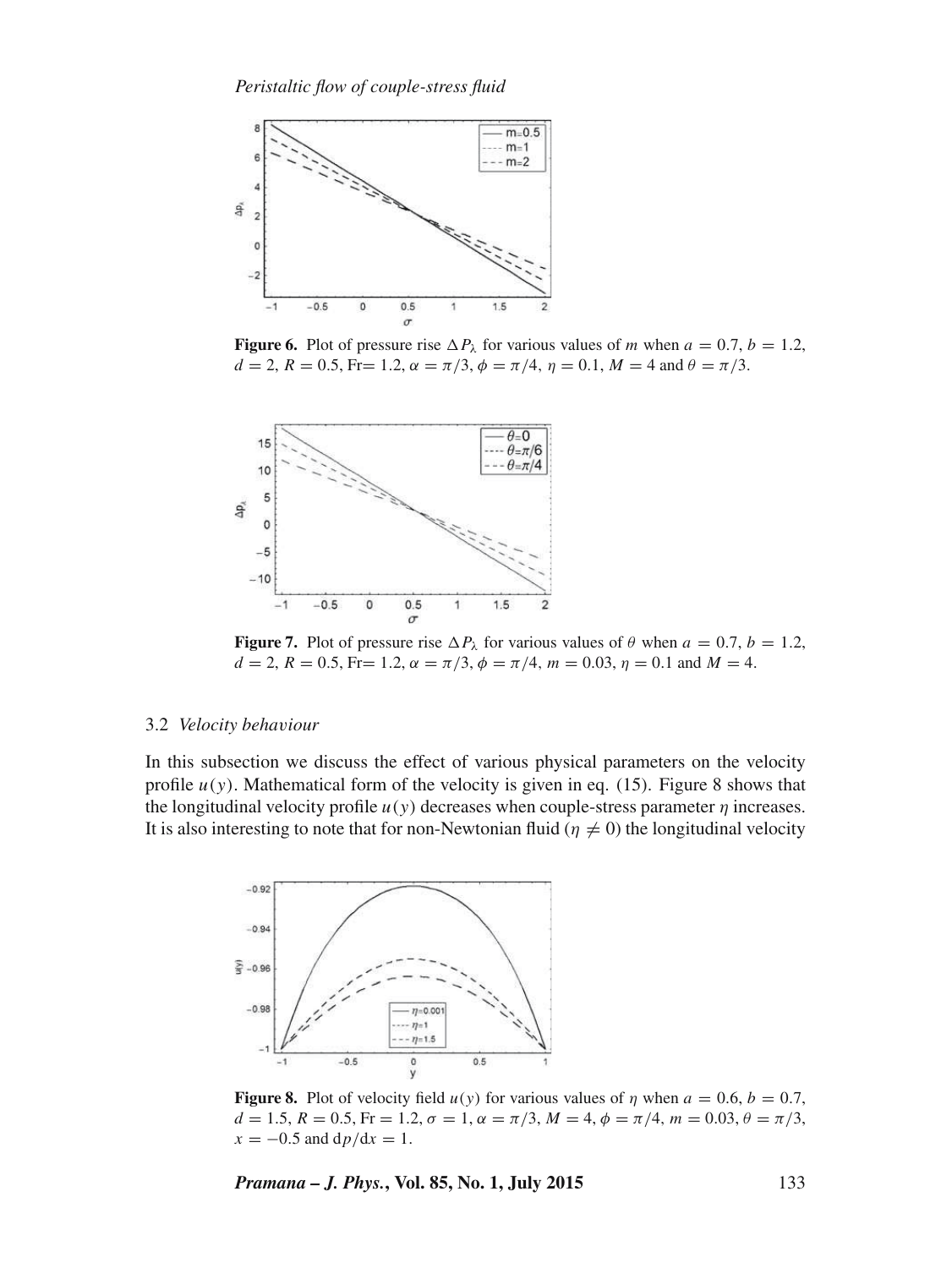**Figure 6.** Plot of pressure rise $\Delta P_\lambda$ for various values of $m$ when $a = 0.7$, $b = 1.2$, $d = 2$, $R = 0.5$, Fr$= 1.2$, $\alpha = \pi/3$, $\phi = \pi/4$, $\eta = 0.1$, $M = 4$ and $\theta = \pi/3$.

**Figure 7.** Plot of pressure rise $\Delta P_\lambda$ for various values of $\theta$ when $a = 0.7$, $b = 1.2$, $d = 2$, $R = 0.5$, Fr$= 1.2$, $\alpha = \pi/3$, $\phi = \pi/4$, $m = 0.03$, $\eta = 0.1$ and $M = 4$.

### 3.2 *Velocity behaviour*

In this subsection we discuss the effect of various physical parameters on the velocity profile $u(y)$. Mathematical form of the velocity is given in eq. (15). Figure 8 shows that the longitudinal velocity profile $u(y)$ decreases when couple-stress parameter $\eta$ increases. It is also interesting to note that for non-Newtonian fluid ($\eta \neq 0$) the longitudinal velocity

**Figure 8.** Plot of velocity field $u(y)$ for various values of $\eta$ when $a = 0.6$, $b = 0.7$, $d = 1.5$, $R = 0.5$, Fr $= 1.2$, $\sigma = 1$, $\alpha = \pi/3$, $M = 4$, $\phi = \pi/4$, $m = 0.03$, $\theta = \pi/3$, $x = -0.5$ and $\mathrm{d}p/\mathrm{d}x = 1$.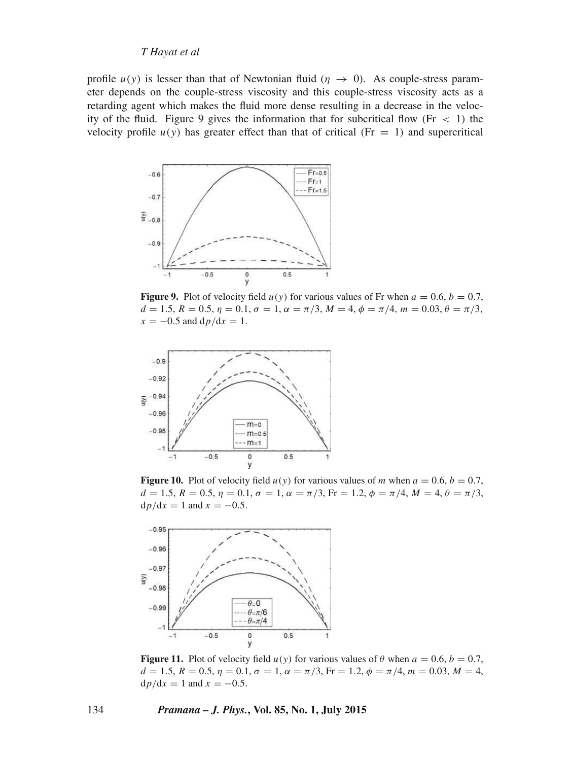profile $u(y)$ is lesser than that of Newtonian fluid ($\eta \to 0$). As couple-stress parameter depends on the couple-stress viscosity and this couple-stress viscosity acts as a retarding agent which makes the fluid more dense resulting in a decrease in the velocity of the fluid. Figure 9 gives the information that for subcritical flow (Fr $< 1$) the velocity profile $u(y)$ has greater effect than that of critical (Fr $= 1$) and supercritical

**Figure 9.** Plot of velocity field $u(y)$ for various values of Fr when $a = 0.6$, $b = 0.7$, $d = 1.5$, $R = 0.5$, $\eta = 0.1$, $\sigma = 1$, $\alpha = \pi/3$, $M = 4$, $\phi = \pi/4$, $m = 0.03$, $\theta = \pi/3$, $x = -0.5$ and $\mathrm{d}p/\mathrm{d}x = 1$.

**Figure 10.** Plot of velocity field $u(y)$ for various values of $m$ when $a = 0.6$, $b = 0.7$, $d = 1.5$, $R = 0.5$, $\eta = 0.1$, $\sigma = 1$, $\alpha = \pi/3$, Fr $= 1.2$, $\phi = \pi/4$, $M = 4$, $\theta = \pi/3$, $\mathrm{d}p/\mathrm{d}x = 1$ and $x = -0.5$.

**Figure 11.** Plot of velocity field $u(y)$ for various values of $\theta$ when $a = 0.6$, $b = 0.7$, $d = 1.5$, $R = 0.5$, $\eta = 0.1$, $\sigma = 1$, $\alpha = \pi/3$, Fr $= 1.2$, $\phi = \pi/4$, $m = 0.03$, $M = 4$, $\mathrm{d}p/\mathrm{d}x = 1$ and $x = -0.5$.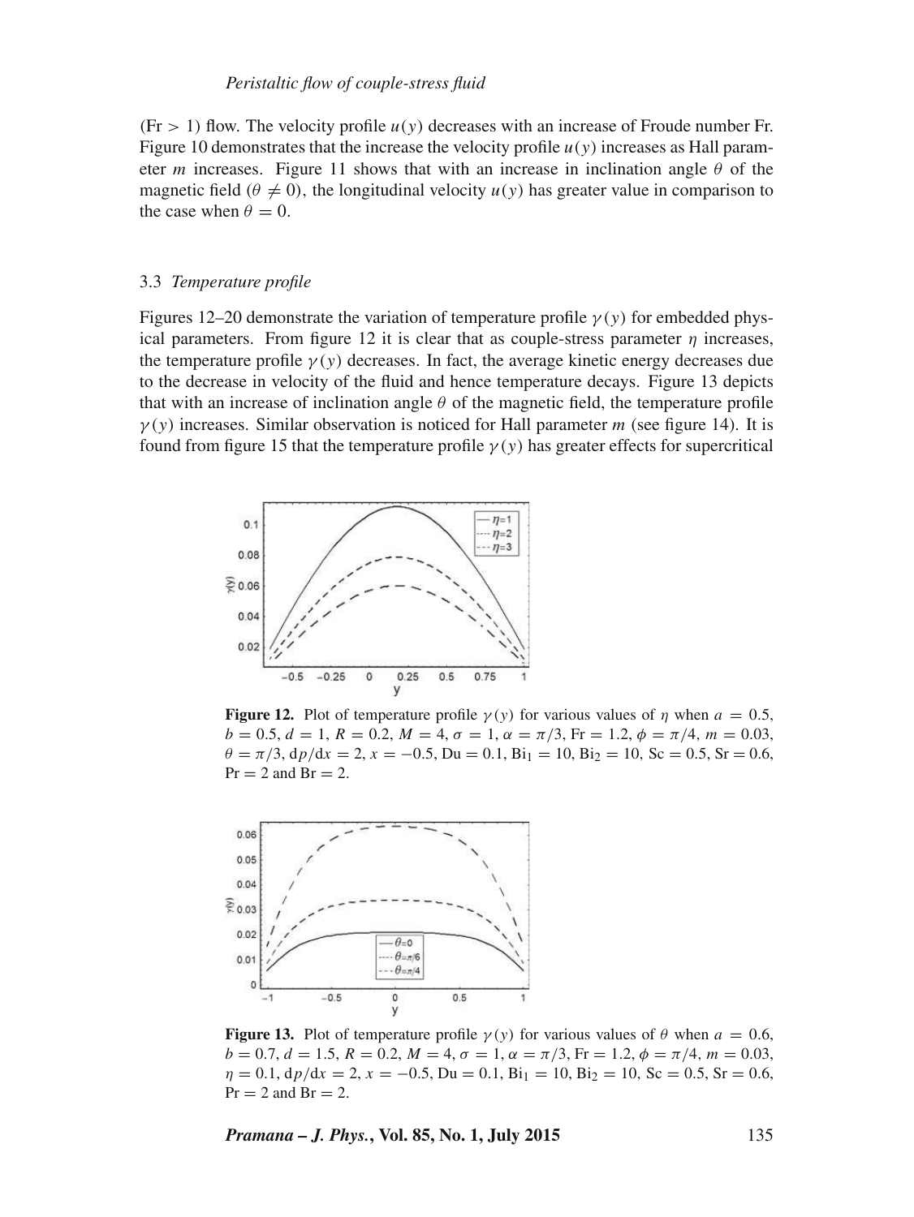(Fr $> 1$) flow. The velocity profile $u(y)$ decreases with an increase of Froude number Fr. Figure 10 demonstrates that the increase the velocity profile $u(y)$ increases as Hall parameter $m$ increases. Figure 11 shows that with an increase in inclination angle $\theta$ of the magnetic field ($\theta \neq 0$), the longitudinal velocity $u(y)$ has greater value in comparison to the case when $\theta = 0$.

### 3.3 *Temperature profile*

Figures 12–20 demonstrate the variation of temperature profile $\gamma(y)$ for embedded physical parameters. From figure 12 it is clear that as couple-stress parameter $\eta$ increases, the temperature profile $\gamma(y)$ decreases. In fact, the average kinetic energy decreases due to the decrease in velocity of the fluid and hence temperature decays. Figure 13 depicts that with an increase of inclination angle $\theta$ of the magnetic field, the temperature profile $\gamma(y)$ increases. Similar observation is noticed for Hall parameter $m$ (see figure 14). It is found from figure 15 that the temperature profile $\gamma(y)$ has greater effects for supercritical

**Figure 12.** Plot of temperature profile $\gamma(y)$ for various values of $\eta$ when $a = 0.5$, $b = 0.5$, $d = 1$, $R = 0.2$, $M = 4$, $\sigma = 1$, $\alpha = \pi/3$, $\mathrm{Fr} = 1.2$, $\phi = \pi/4$, $m = 0.03$, $\theta = \pi/3$, $\mathrm{d}p/\mathrm{d}x = 2$, $x = -0.5$, $\mathrm{Du} = 0.1$, $\mathrm{Bi}_1 = 10$, $\mathrm{Bi}_2 = 10$, $\mathrm{Sc} = 0.5$, $\mathrm{Sr} = 0.6$, $\mathrm{Pr} = 2$ and $\mathrm{Br} = 2$.

**Figure 13.** Plot of temperature profile $\gamma(y)$ for various values of $\theta$ when $a = 0.6$, $b = 0.7$, $d = 1.5$, $R = 0.2$, $M = 4$, $\sigma = 1$, $\alpha = \pi/3$, $\mathrm{Fr} = 1.2$, $\phi = \pi/4$, $m = 0.03$, $\eta = 0.1$, $\mathrm{d}p/\mathrm{d}x = 2$, $x = -0.5$, $\mathrm{Du} = 0.1$, $\mathrm{Bi}_1 = 10$, $\mathrm{Bi}_2 = 10$, $\mathrm{Sc} = 0.5$, $\mathrm{Sr} = 0.6$, $\mathrm{Pr} = 2$ and $\mathrm{Br} = 2$.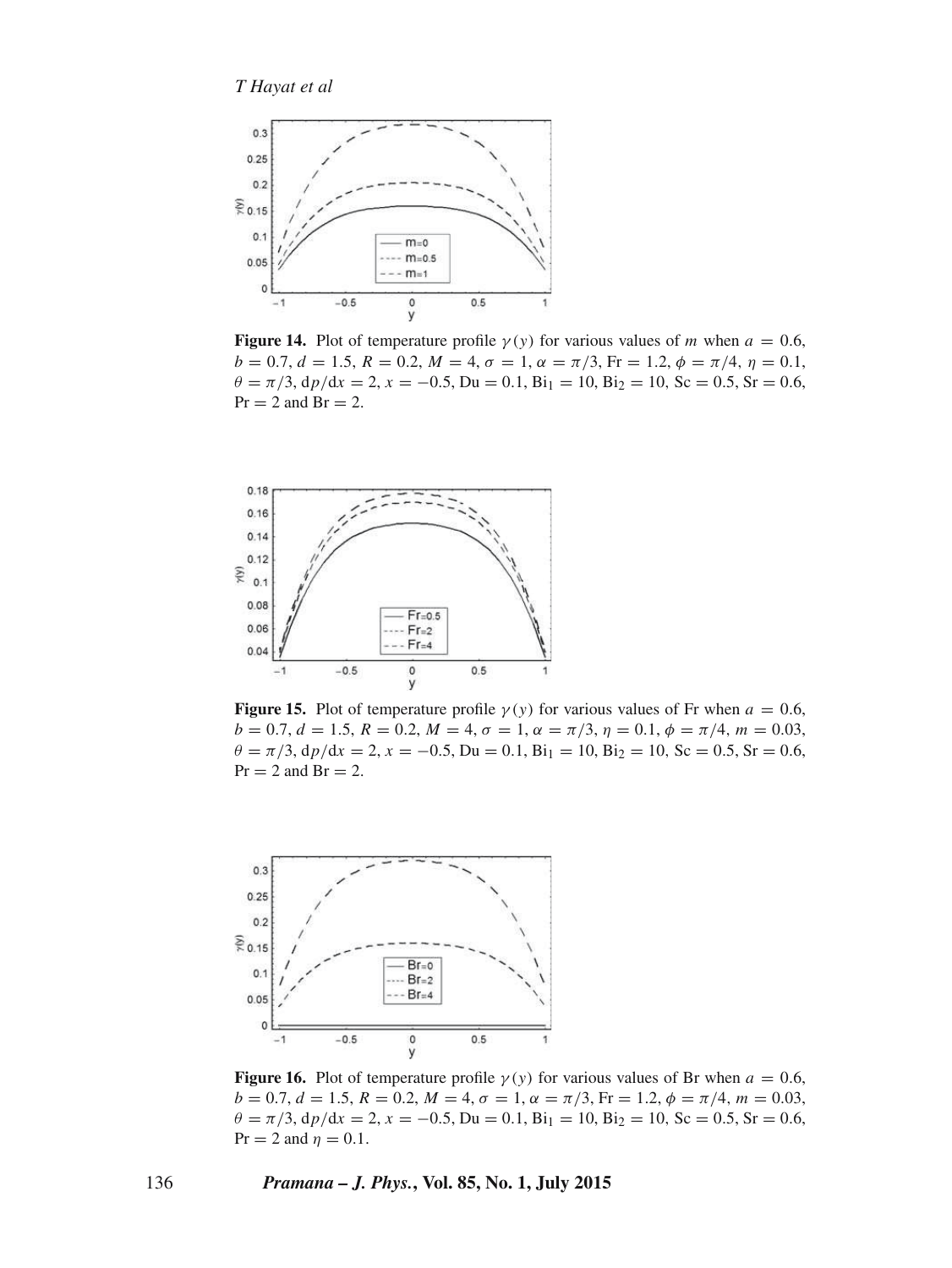**Figure 14.** Plot of temperature profile $\gamma(y)$ for various values of $m$ when $a = 0.6$, $b = 0.7$, $d = 1.5$, $R = 0.2$, $M = 4$, $\sigma = 1$, $\alpha = \pi/3$, $\mathrm{Fr} = 1.2$, $\phi = \pi/4$, $\eta = 0.1$, $\theta = \pi/3$, $\mathrm{d}p/\mathrm{d}x = 2$, $x = -0.5$, $\mathrm{Du} = 0.1$, $\mathrm{Bi}_1 = 10$, $\mathrm{Bi}_2 = 10$, $\mathrm{Sc} = 0.5$, $\mathrm{Sr} = 0.6$, $\mathrm{Pr} = 2$ and $\mathrm{Br} = 2$.

**Figure 15.** Plot of temperature profile $\gamma(y)$ for various values of Fr when $a = 0.6$, $b = 0.7$, $d = 1.5$, $R = 0.2$, $M = 4$, $\sigma = 1$, $\alpha = \pi/3$, $\eta = 0.1$, $\phi = \pi/4$, $m = 0.03$, $\theta = \pi/3$, $\mathrm{d}p/\mathrm{d}x = 2$, $x = -0.5$, $\mathrm{Du} = 0.1$, $\mathrm{Bi}_1 = 10$, $\mathrm{Bi}_2 = 10$, $\mathrm{Sc} = 0.5$, $\mathrm{Sr} = 0.6$, $\mathrm{Pr} = 2$ and $\mathrm{Br} = 2$.

**Figure 16.** Plot of temperature profile $\gamma(y)$ for various values of Br when $a = 0.6$, $b = 0.7$, $d = 1.5$, $R = 0.2$, $M = 4$, $\sigma = 1$, $\alpha = \pi/3$, $\mathrm{Fr} = 1.2$, $\phi = \pi/4$, $m = 0.03$, $\theta = \pi/3$, $\mathrm{d}p/\mathrm{d}x = 2$, $x = -0.5$, $\mathrm{Du} = 0.1$, $\mathrm{Bi}_1 = 10$, $\mathrm{Bi}_2 = 10$, $\mathrm{Sc} = 0.5$, $\mathrm{Sr} = 0.6$, $\mathrm{Pr} = 2$ and $\eta = 0.1$.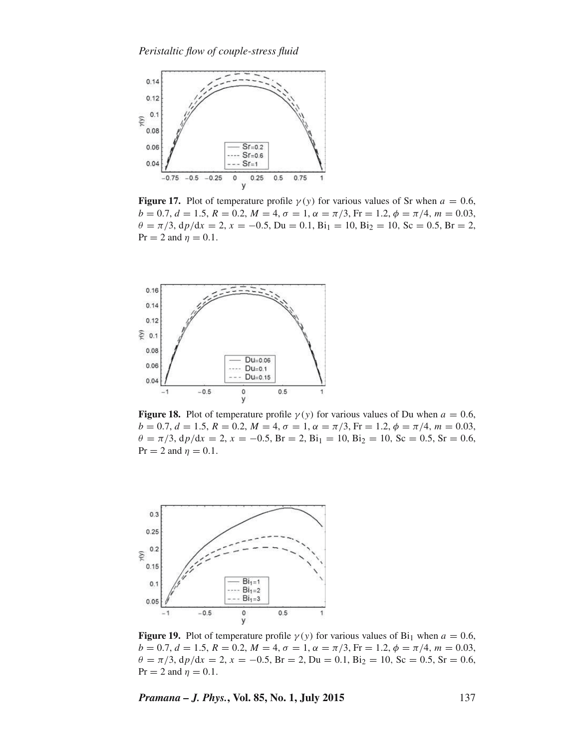**Figure 17.** Plot of temperature profile $\gamma(y)$ for various values of Sr when $a = 0.6$, $b = 0.7$, $d = 1.5$, $R = 0.2$, $M = 4$, $\sigma = 1$, $\alpha = \pi/3$, $\mathrm{Fr} = 1.2$, $\phi = \pi/4$, $m = 0.03$, $\theta = \pi/3$, $\mathrm{d}p/\mathrm{d}x = 2$, $x = -0.5$, $\mathrm{Du} = 0.1$, $\mathrm{Bi}_1 = 10$, $\mathrm{Bi}_2 = 10$, $\mathrm{Sc} = 0.5$, $\mathrm{Br} = 2$, $\mathrm{Pr} = 2$ and $\eta = 0.1$.

**Figure 18.** Plot of temperature profile $\gamma(y)$ for various values of Du when $a = 0.6$, $b = 0.7$, $d = 1.5$, $R = 0.2$, $M = 4$, $\sigma = 1$, $\alpha = \pi/3$, $\mathrm{Fr} = 1.2$, $\phi = \pi/4$, $m = 0.03$, $\theta = \pi/3$, $\mathrm{d}p/\mathrm{d}x = 2$, $x = -0.5$, $\mathrm{Br} = 2$, $\mathrm{Bi}_1 = 10$, $\mathrm{Bi}_2 = 10$, $\mathrm{Sc} = 0.5$, $\mathrm{Sr} = 0.6$, $\mathrm{Pr} = 2$ and $\eta = 0.1$.

**Figure 19.** Plot of temperature profile $\gamma(y)$ for various values of $\mathrm{Bi}_1$ when $a = 0.6$, $b = 0.7$, $d = 1.5$, $R = 0.2$, $M = 4$, $\sigma = 1$, $\alpha = \pi/3$, $\mathrm{Fr} = 1.2$, $\phi = \pi/4$, $m = 0.03$, $\theta = \pi/3$, $\mathrm{d}p/\mathrm{d}x = 2$, $x = -0.5$, $\mathrm{Br} = 2$, $\mathrm{Du} = 0.1$, $\mathrm{Bi}_2 = 10$, $\mathrm{Sc} = 0.5$, $\mathrm{Sr} = 0.6$, $\mathrm{Pr} = 2$ and $\eta = 0.1$.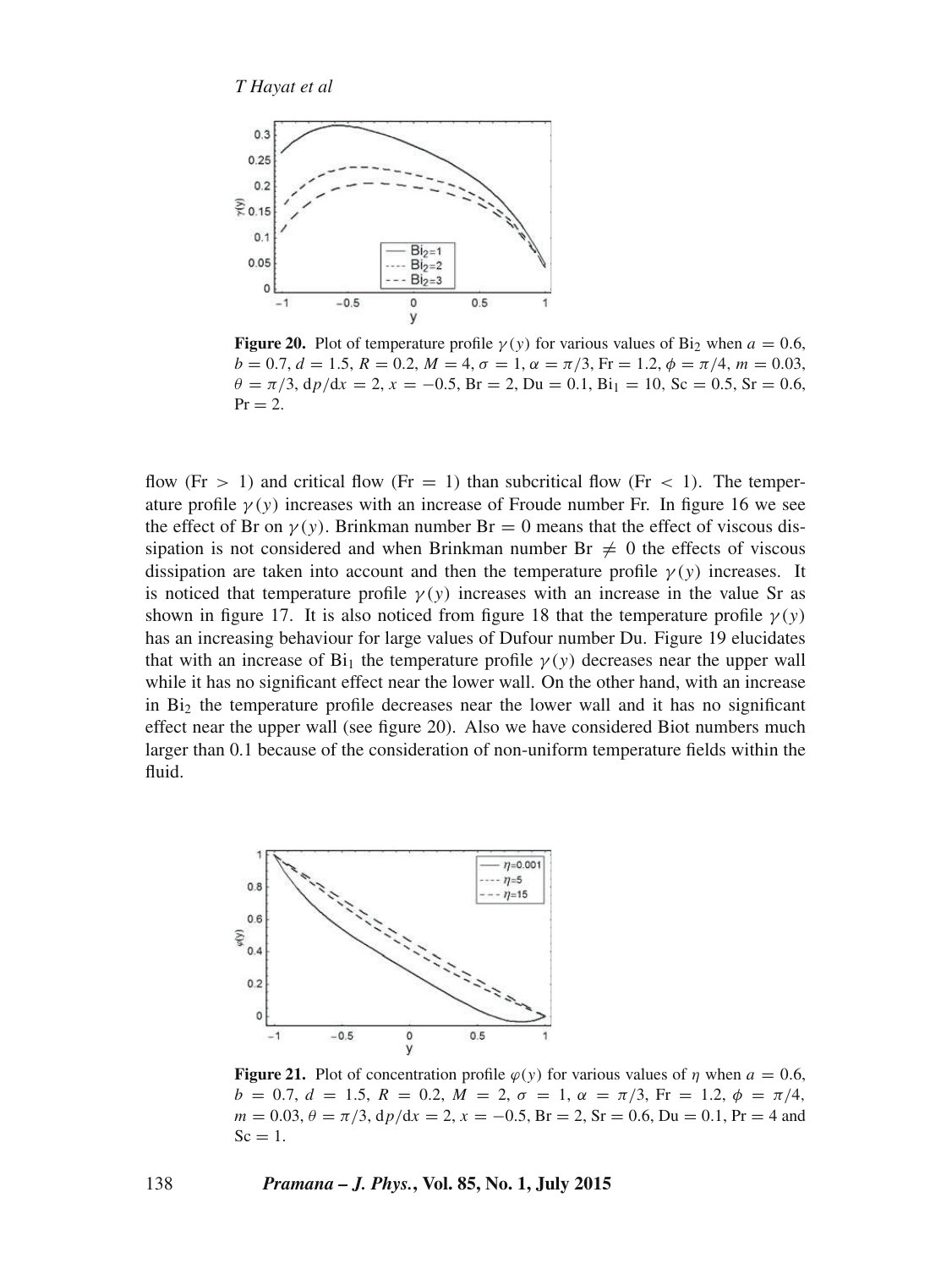**Figure 20.** Plot of temperature profile $\gamma(y)$ for various values of $\mathrm{Bi}_2$ when $a = 0.6$, $b = 0.7$, $d = 1.5$, $R = 0.2$, $M = 4$, $\sigma = 1$, $\alpha = \pi/3$, $\mathrm{Fr} = 1.2$, $\phi = \pi/4$, $m = 0.03$, $\theta = \pi/3$, $\mathrm{d}p/\mathrm{d}x = 2$, $x = -0.5$, $\mathrm{Br} = 2$, $\mathrm{Du} = 0.1$, $\mathrm{Bi}_1 = 10$, $\mathrm{Sc} = 0.5$, $\mathrm{Sr} = 0.6$, $\mathrm{Pr} = 2$.

flow ($\mathrm{Fr} > 1$) and critical flow ($\mathrm{Fr} = 1$) than subcritical flow ($\mathrm{Fr} < 1$). The temperature profile $\gamma(y)$ increases with an increase of Froude number Fr. In figure 16 we see the effect of Br on $\gamma(y)$. Brinkman number $\mathrm{Br} = 0$ means that the effect of viscous dissipation is not considered and when Brinkman number $\mathrm{Br} \neq 0$ the effects of viscous dissipation are taken into account and then the temperature profile $\gamma(y)$ increases. It is noticed that temperature profile $\gamma(y)$ increases with an increase in the value Sr as shown in figure 17. It is also noticed from figure 18 that the temperature profile $\gamma(y)$ has an increasing behaviour for large values of Dufour number Du. Figure 19 elucidates that with an increase of $\mathrm{Bi}_1$ the temperature profile $\gamma(y)$ decreases near the upper wall while it has no significant effect near the lower wall. On the other hand, with an increase in $\mathrm{Bi}_2$ the temperature profile decreases near the lower wall and it has no significant effect near the upper wall (see figure 20). Also we have considered Biot numbers much larger than 0.1 because of the consideration of non-uniform temperature fields within the fluid.

**Figure 21.** Plot of concentration profile $\varphi(y)$ for various values of $\eta$ when $a = 0.6$, $b = 0.7$, $d = 1.5$, $R = 0.2$, $M = 2$, $\sigma = 1$, $\alpha = \pi/3$, $\mathrm{Fr} = 1.2$, $\phi = \pi/4$, $m = 0.03$, $\theta = \pi/3$, $\mathrm{d}p/\mathrm{d}x = 2$, $x = -0.5$, $\mathrm{Br} = 2$, $\mathrm{Sr} = 0.6$, $\mathrm{Du} = 0.1$, $\mathrm{Pr} = 4$ and $\mathrm{Sc} = 1$.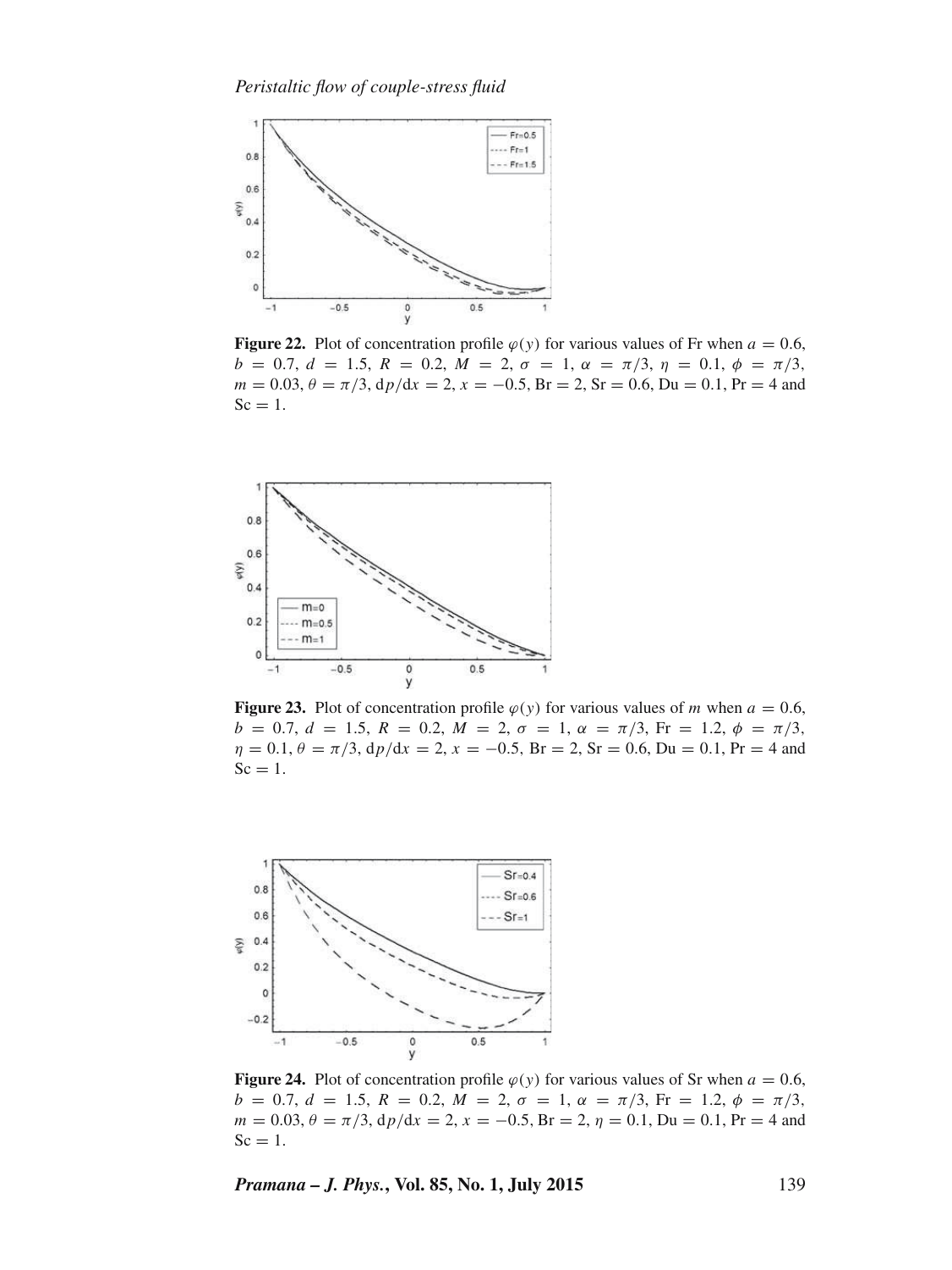**Figure 22.** Plot of concentration profile $\varphi(y)$ for various values of Fr when $a = 0.6$, $b = 0.7$, $d = 1.5$, $R = 0.2$, $M = 2$, $\sigma = 1$, $\alpha = \pi/3$, $\eta = 0.1$, $\phi = \pi/3$, $m = 0.03$, $\theta = \pi/3$, $\mathrm{d}p/\mathrm{d}x = 2$, $x = -0.5$, $\mathrm{Br} = 2$, $\mathrm{Sr} = 0.6$, $\mathrm{Du} = 0.1$, $\mathrm{Pr} = 4$ and $\mathrm{Sc} = 1$.

**Figure 23.** Plot of concentration profile $\varphi(y)$ for various values of $m$ when $a = 0.6$, $b = 0.7$, $d = 1.5$, $R = 0.2$, $M = 2$, $\sigma = 1$, $\alpha = \pi/3$, $\mathrm{Fr} = 1.2$, $\phi = \pi/3$, $\eta = 0.1$, $\theta = \pi/3$, $\mathrm{d}p/\mathrm{d}x = 2$, $x = -0.5$, $\mathrm{Br} = 2$, $\mathrm{Sr} = 0.6$, $\mathrm{Du} = 0.1$, $\mathrm{Pr} = 4$ and $\mathrm{Sc} = 1$.

**Figure 24.** Plot of concentration profile $\varphi(y)$ for various values of Sr when $a = 0.6$, $b = 0.7$, $d = 1.5$, $R = 0.2$, $M = 2$, $\sigma = 1$, $\alpha = \pi/3$, $\mathrm{Fr} = 1.2$, $\phi = \pi/3$, $m = 0.03$, $\theta = \pi/3$, $\mathrm{d}p/\mathrm{d}x = 2$, $x = -0.5$, $\mathrm{Br} = 2$, $\eta = 0.1$, $\mathrm{Du} = 0.1$, $\mathrm{Pr} = 4$ and $\mathrm{Sc} = 1$.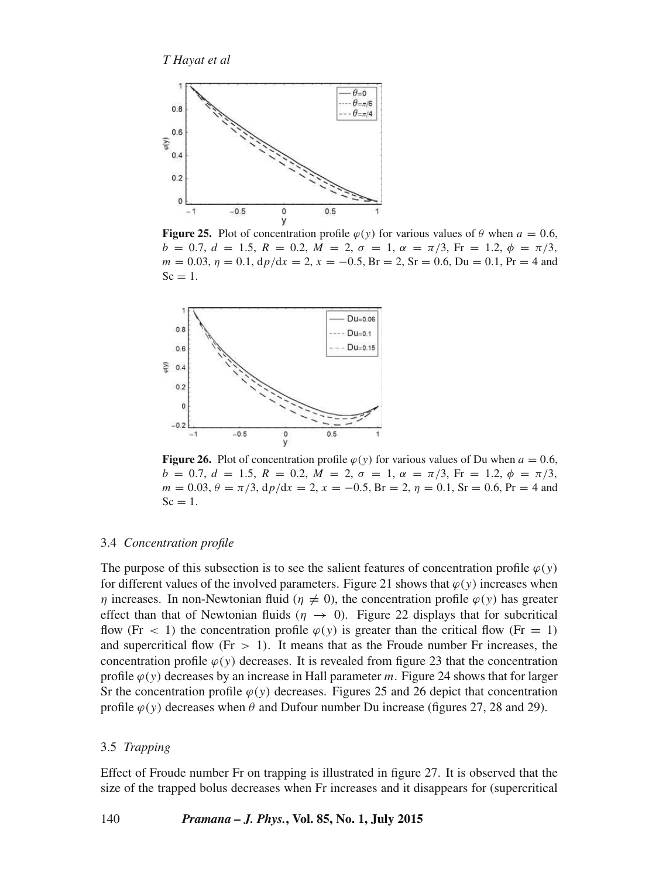**Figure 25.** Plot of concentration profile $\varphi(y)$ for various values of $\theta$ when $a = 0.6$, $b = 0.7$, $d = 1.5$, $R = 0.2$, $M = 2$, $\sigma = 1$, $\alpha = \pi/3$, $\mathrm{Fr} = 1.2$, $\phi = \pi/3$, $m = 0.03$, $\eta = 0.1$, $\mathrm{d}p/\mathrm{d}x = 2$, $x = -0.5$, $\mathrm{Br} = 2$, $\mathrm{Sr} = 0.6$, $\mathrm{Du} = 0.1$, $\mathrm{Pr} = 4$ and $\mathrm{Sc} = 1$.

**Figure 26.** Plot of concentration profile $\varphi(y)$ for various values of Du when $a = 0.6$, $b = 0.7$, $d = 1.5$, $R = 0.2$, $M = 2$, $\sigma = 1$, $\alpha = \pi/3$, $\mathrm{Fr} = 1.2$, $\phi = \pi/3$, $m = 0.03$, $\theta = \pi/3$, $\mathrm{d}p/\mathrm{d}x = 2$, $x = -0.5$, $\mathrm{Br} = 2$, $\eta = 0.1$, $\mathrm{Sr} = 0.6$, $\mathrm{Pr} = 4$ and $\mathrm{Sc} = 1$.

### 3.4 *Concentration profile*

The purpose of this subsection is to see the salient features of concentration profile $\varphi(y)$ for different values of the involved parameters. Figure 21 shows that $\varphi(y)$ increases when $\eta$ increases. In non-Newtonian fluid ($\eta \neq 0$), the concentration profile $\varphi(y)$ has greater effect than that of Newtonian fluids ($\eta \rightarrow 0$). Figure 22 displays that for subcritical flow ($\mathrm{Fr} < 1$) the concentration profile $\varphi(y)$ is greater than the critical flow ($\mathrm{Fr} = 1$) and supercritical flow ($\mathrm{Fr} > 1$). It means that as the Froude number Fr increases, the concentration profile $\varphi(y)$ decreases. It is revealed from figure 23 that the concentration profile $\varphi(y)$ decreases by an increase in Hall parameter $m$. Figure 24 shows that for larger Sr the concentration profile $\varphi(y)$ decreases. Figures 25 and 26 depict that concentration profile $\varphi(y)$ decreases when $\theta$ and Dufour number Du increase (figures 27, 28 and 29).

### 3.5 *Trapping*

Effect of Froude number Fr on trapping is illustrated in figure 27. It is observed that the size of the trapped bolus decreases when Fr increases and it disappears for (supercritical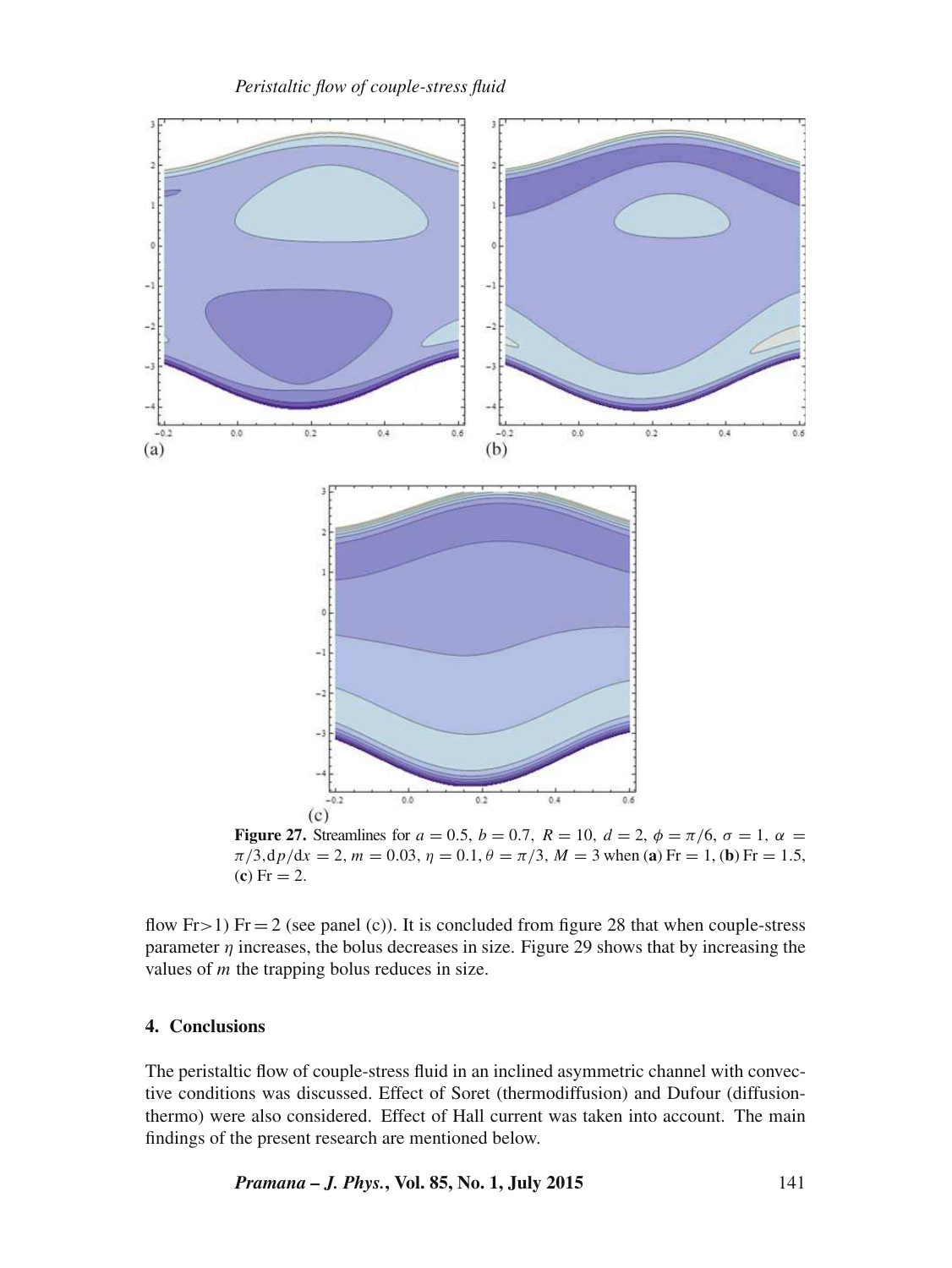Figure 27. Streamlines for $a = 0.5$, $b = 0.7$, $R = 10$, $d = 2$, $\phi = \pi/6$, $\sigma = 1$, $\alpha = \pi/3$, $\mathrm{d}p/\mathrm{d}x = 2$, $m = 0.03$, $\eta = 0.1$, $\theta = \pi/3$, $M = 3$ when (**a**) Fr = 1, (**b**) Fr = 1.5, (**c**) Fr = 2.

flow Fr > 1) Fr = 2 (see panel (c)). It is concluded from figure 28 that when couple-stress parameter $\eta$ increases, the bolus decreases in size. Figure 29 shows that by increasing the values of $m$ the trapping bolus reduces in size.

## 4. Conclusions

The peristaltic flow of couple-stress fluid in an inclined asymmetric channel with convective conditions was discussed. Effect of Soret (thermodiffusion) and Dufour (diffusion-thermo) were also considered. Effect of Hall current was taken into account. The main findings of the present research are mentioned below.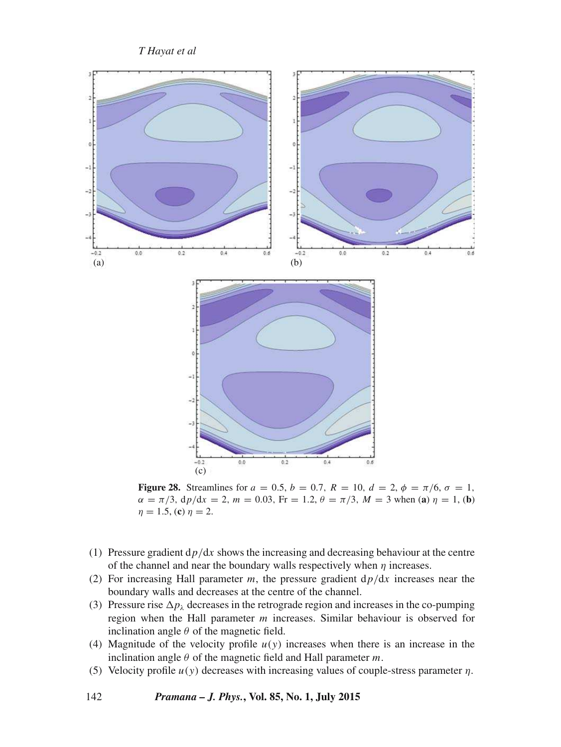Figure 28. Streamlines for $a = 0.5$, $b = 0.7$, $R = 10$, $d = 2$, $\phi = \pi/6$, $\sigma = 1$, $\alpha = \pi/3$, $dp/dx = 2$, $m = 0.03$, $Fr = 1.2$, $\theta = \pi/3$, $M = 3$ when (a) $\eta = 1$, (b) $\eta = 1.5$, (c) $\eta = 2$.

(1) Pressure gradient $dp/dx$ shows the increasing and decreasing behaviour at the centre of the channel and near the boundary walls respectively when $\eta$ increases.
(2) For increasing Hall parameter $m$, the pressure gradient $dp/dx$ increases near the boundary walls and decreases at the centre of the channel.
(3) Pressure rise $\Delta p_{\lambda}$ decreases in the retrograde region and increases in the co-pumping region when the Hall parameter $m$ increases. Similar behaviour is observed for inclination angle $\theta$ of the magnetic field.
(4) Magnitude of the velocity profile $u(y)$ increases when there is an increase in the inclination angle $\theta$ of the magnetic field and Hall parameter $m$.
(5) Velocity profile $u(y)$ decreases with increasing values of couple-stress parameter $\eta$.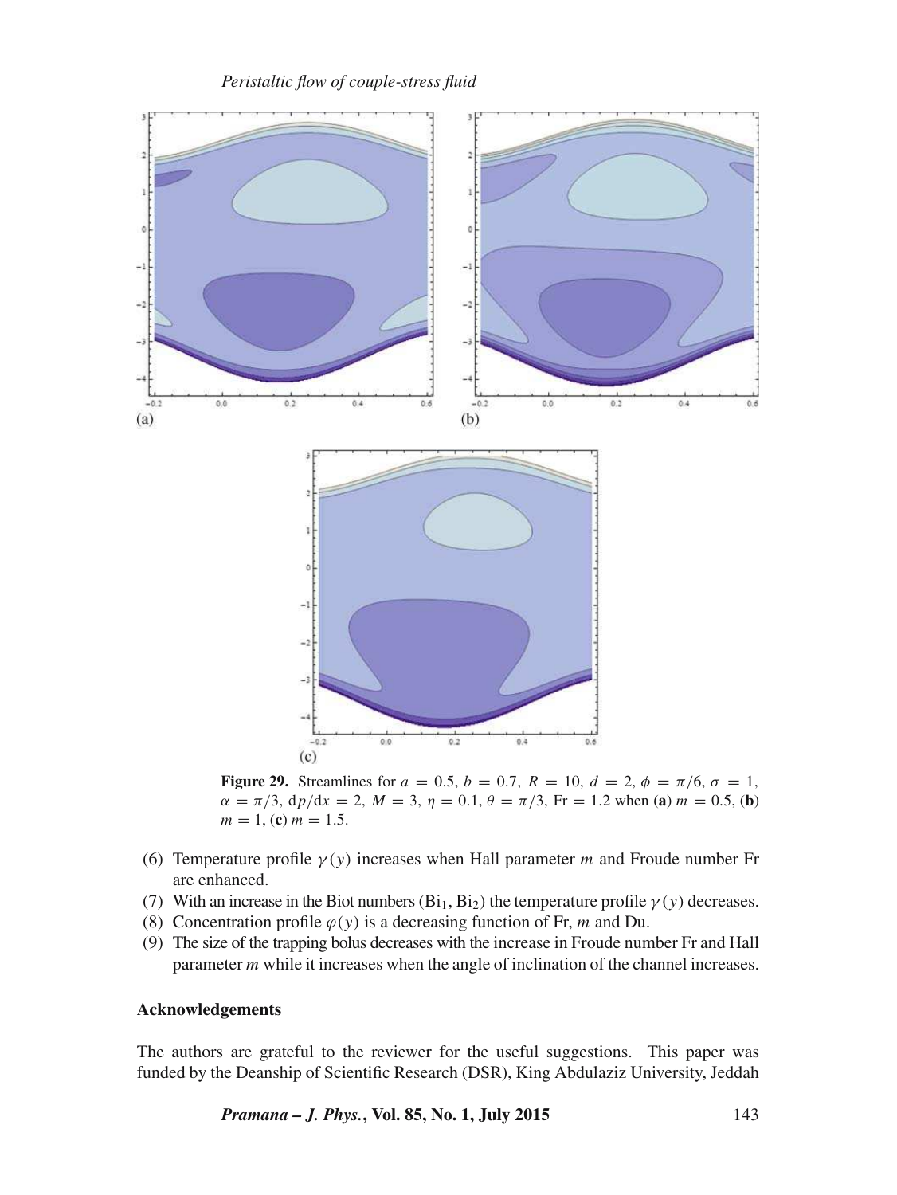**Figure 29.** Streamlines for $a = 0.5$, $b = 0.7$, $R = 10$, $d = 2$, $\phi = \pi/6$, $\sigma = 1$, $\alpha = \pi/3$, $dp/dx = 2$, $M = 3$, $\eta = 0.1$, $\theta = \pi/3$, $Fr = 1.2$ when (**a**) $m = 0.5$, (**b**) $m = 1$, (**c**) $m = 1.5$.

(6) Temperature profile $\gamma(y)$ increases when Hall parameter $m$ and Froude number Fr are enhanced.

(7) With an increase in the Biot numbers ($Bi_1$, $Bi_2$) the temperature profile $\gamma(y)$ decreases.

(8) Concentration profile $\varphi(y)$ is a decreasing function of Fr, $m$ and Du.

(9) The size of the trapping bolus decreases with the increase in Froude number Fr and Hall parameter $m$ while it increases when the angle of inclination of the channel increases.

## Acknowledgements

The authors are grateful to the reviewer for the useful suggestions. This paper was funded by the Deanship of Scientific Research (DSR), King Abdulaziz University, Jeddah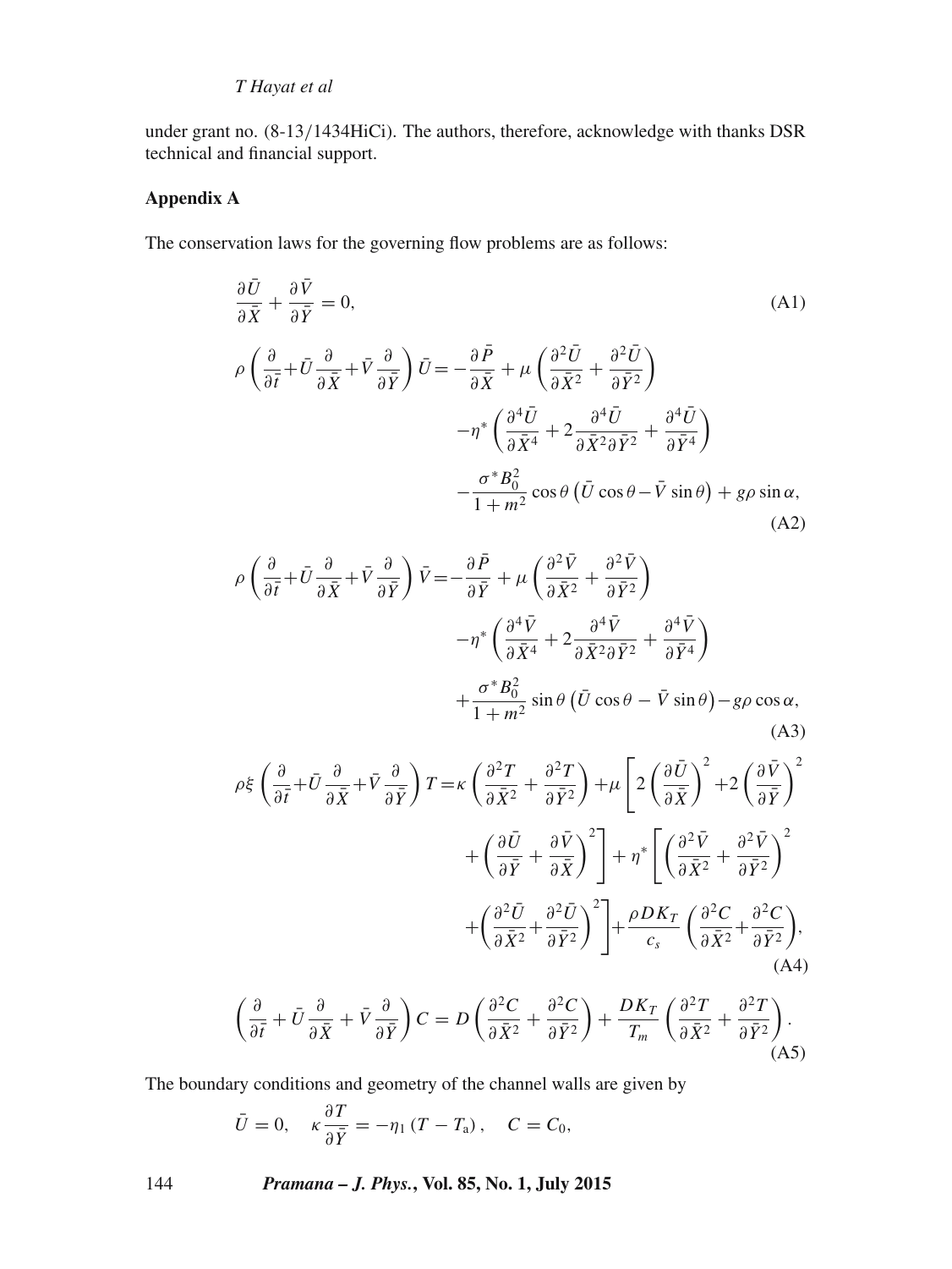under grant no. (8-13/1434HiCi). The authors, therefore, acknowledge with thanks DSR technical and financial support.

### Appendix A

The conservation laws for the governing flow problems are as follows:

$$\frac{\partial \bar{U}}{\partial \bar{X}} + \frac{\partial \bar{V}}{\partial \bar{Y}} = 0, \tag{A1}$$

$$\begin{aligned} \rho\left(\frac{\partial}{\partial \bar{t}}+\bar{U}\frac{\partial}{\partial \bar{X}}+\bar{V}\frac{\partial}{\partial \bar{Y}}\right)\bar{U} = & -\frac{\partial \bar{P}}{\partial \bar{X}} + \mu\left(\frac{\partial^2 \bar{U}}{\partial \bar{X}^2}+\frac{\partial^2 \bar{U}}{\partial \bar{Y}^2}\right) \\ & -\eta^*\left(\frac{\partial^4 \bar{U}}{\partial \bar{X}^4}+2\frac{\partial^4 \bar{U}}{\partial \bar{X}^2\partial \bar{Y}^2}+\frac{\partial^4 \bar{U}}{\partial \bar{Y}^4}\right) \\ & -\frac{\sigma^* B_0^2}{1+m^2}\cos\theta\left(\bar{U}\cos\theta-\bar{V}\sin\theta\right)+g\rho\sin\alpha, \end{aligned} \tag{A2}$$

$$\begin{aligned} \rho\left(\frac{\partial}{\partial \bar{t}}+\bar{U}\frac{\partial}{\partial \bar{X}}+\bar{V}\frac{\partial}{\partial \bar{Y}}\right)\bar{V} = & -\frac{\partial \bar{P}}{\partial \bar{Y}} + \mu\left(\frac{\partial^2 \bar{V}}{\partial \bar{X}^2}+\frac{\partial^2 \bar{V}}{\partial \bar{Y}^2}\right) \\ & -\eta^*\left(\frac{\partial^4 \bar{V}}{\partial \bar{X}^4}+2\frac{\partial^4 \bar{V}}{\partial \bar{X}^2\partial \bar{Y}^2}+\frac{\partial^4 \bar{V}}{\partial \bar{Y}^4}\right) \\ & +\frac{\sigma^* B_0^2}{1+m^2}\sin\theta\left(\bar{U}\cos\theta-\bar{V}\sin\theta\right)-g\rho\cos\alpha, \end{aligned} \tag{A3}$$

$$\begin{aligned} \rho\xi\left(\frac{\partial}{\partial \bar{t}}+\bar{U}\frac{\partial}{\partial \bar{X}}+\bar{V}\frac{\partial}{\partial \bar{Y}}\right)T = & \,\kappa\left(\frac{\partial^2 T}{\partial \bar{X}^2}+\frac{\partial^2 T}{\partial \bar{Y}^2}\right)+\mu\left[2\left(\frac{\partial \bar{U}}{\partial \bar{X}}\right)^2+2\left(\frac{\partial \bar{V}}{\partial \bar{Y}}\right)^2\right. \\ & \left.+\left(\frac{\partial \bar{U}}{\partial \bar{Y}}+\frac{\partial \bar{V}}{\partial \bar{X}}\right)^2\right]+\eta^*\left[\left(\frac{\partial^2 \bar{V}}{\partial \bar{X}^2}+\frac{\partial^2 \bar{V}}{\partial \bar{Y}^2}\right)^2\right. \\ & \left.+\left(\frac{\partial^2 \bar{U}}{\partial \bar{X}^2}+\frac{\partial^2 \bar{U}}{\partial \bar{Y}^2}\right)^2\right]+\frac{\rho D K_T}{c_s}\left(\frac{\partial^2 C}{\partial \bar{X}^2}+\frac{\partial^2 C}{\partial \bar{Y}^2}\right), \end{aligned} \tag{A4}$$

$$\left(\frac{\partial}{\partial \bar{t}}+\bar{U}\frac{\partial}{\partial \bar{X}}+\bar{V}\frac{\partial}{\partial \bar{Y}}\right)C = D\left(\frac{\partial^2 C}{\partial \bar{X}^2}+\frac{\partial^2 C}{\partial \bar{Y}^2}\right)+\frac{D K_T}{T_m}\left(\frac{\partial^2 T}{\partial \bar{X}^2}+\frac{\partial^2 T}{\partial \bar{Y}^2}\right). \tag{A5}$$

The boundary conditions and geometry of the channel walls are given by

$$\bar{U} = 0, \quad \kappa\frac{\partial T}{\partial \bar{Y}} = -\eta_1\left(T-T_{\mathrm{a}}\right), \quad C = C_0,$$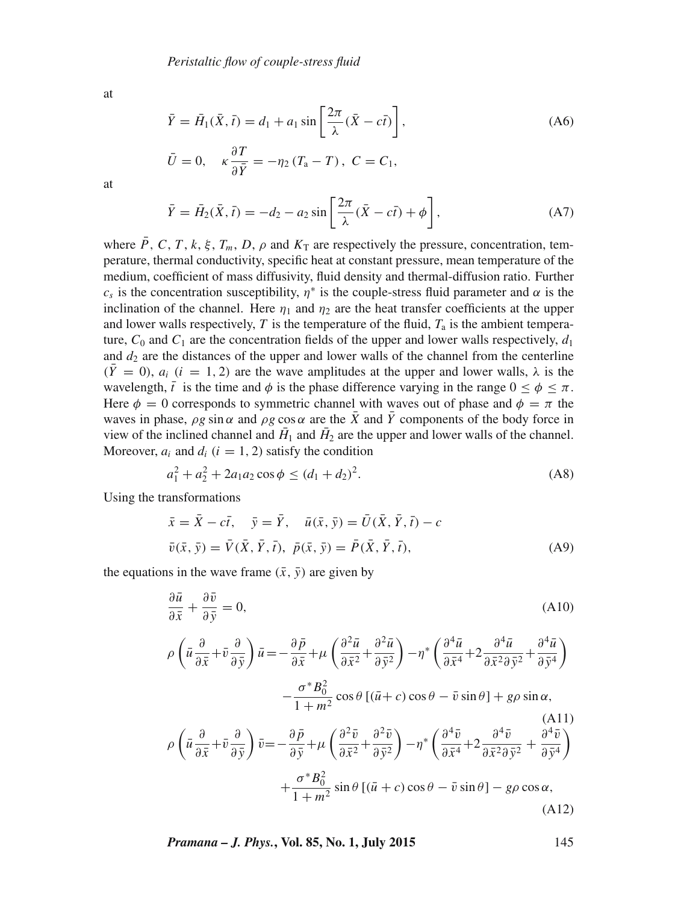at

$$\bar{Y} = \bar{H}_1(\bar{X}, \bar{t}) = d_1 + a_1 \sin\left[\frac{2\pi}{\lambda}(\bar{X} - c\bar{t})\right], \tag{A6}$$

$$\bar{U} = 0, \quad \kappa \frac{\partial T}{\partial \bar{Y}} = -\eta_2 \left(T_{\mathrm{a}} - T\right), \; C = C_1,$$

at

$$\bar{Y} = \bar{H}_2(\bar{X}, \bar{t}) = -d_2 - a_2 \sin\left[\frac{2\pi}{\lambda}(\bar{X} - c\bar{t}) + \phi\right], \tag{A7}$$

where $\bar{P}$, $C$, $T$, $k$, $\xi$, $T_m$, $D$, $\rho$ and $K_{\mathrm{T}}$ are respectively the pressure, concentration, temperature, thermal conductivity, specific heat at constant pressure, mean temperature of the medium, coefficient of mass diffusivity, fluid density and thermal-diffusion ratio. Further $c_s$ is the concentration susceptibility, $\eta^*$ is the couple-stress fluid parameter and $\alpha$ is the inclination of the channel. Here $\eta_1$ and $\eta_2$ are the heat transfer coefficients at the upper and lower walls respectively, $T$ is the temperature of the fluid, $T_{\mathrm{a}}$ is the ambient temperature, $C_0$ and $C_1$ are the concentration fields of the upper and lower walls respectively, $d_1$ and $d_2$ are the distances of the upper and lower walls of the channel from the centerline ($\bar{Y} = 0$), $a_i$ ($i = 1, 2$) are the wave amplitudes at the upper and lower walls, $\lambda$ is the wavelength, $\bar{t}$ is the time and $\phi$ is the phase difference varying in the range $0 \leq \phi \leq \pi$. Here $\phi = 0$ corresponds to symmetric channel with waves out of phase and $\phi = \pi$ the waves in phase, $\rho g \sin\alpha$ and $\rho g \cos\alpha$ are the $\bar{X}$ and $\bar{Y}$ components of the body force in view of the inclined channel and $\bar{H}_1$ and $\bar{H}_2$ are the upper and lower walls of the channel. Moreover, $a_i$ and $d_i$ ($i = 1, 2$) satisfy the condition

$$a_1^2 + a_2^2 + 2a_1a_2\cos\phi \leq (d_1 + d_2)^2. \tag{A8}$$

Using the transformations

$$\bar{x} = \bar{X} - c\bar{t}, \quad \bar{y} = \bar{Y}, \quad \bar{u}(\bar{x}, \bar{y}) = \bar{U}(\bar{X}, \bar{Y}, \bar{t}) - c$$
$$\bar{v}(\bar{x}, \bar{y}) = \bar{V}(\bar{X}, \bar{Y}, \bar{t}), \; \bar{p}(\bar{x}, \bar{y}) = \bar{P}(\bar{X}, \bar{Y}, \bar{t}), \tag{A9}$$

the equations in the wave frame $(\bar{x}, \bar{y})$ are given by

$$\frac{\partial \bar{u}}{\partial \bar{x}} + \frac{\partial \bar{v}}{\partial \bar{y}} = 0, \tag{A10}$$

$$\rho\left(\bar{u}\frac{\partial}{\partial \bar{x}} + \bar{v}\frac{\partial}{\partial \bar{y}}\right)\bar{u} = -\frac{\partial \bar{p}}{\partial \bar{x}} + \mu\left(\frac{\partial^2 \bar{u}}{\partial \bar{x}^2} + \frac{\partial^2 \bar{u}}{\partial \bar{y}^2}\right) - \eta^*\left(\frac{\partial^4 \bar{u}}{\partial \bar{x}^4} + 2\frac{\partial^4 \bar{u}}{\partial \bar{x}^2 \partial \bar{y}^2} + \frac{\partial^4 \bar{u}}{\partial \bar{y}^4}\right)$$
$$- \frac{\sigma^* B_0^2}{1 + m^2}\cos\theta\left[(\bar{u} + c)\cos\theta - \bar{v}\sin\theta\right] + g\rho\sin\alpha, \tag{A11}$$

$$\rho\left(\bar{u}\frac{\partial}{\partial \bar{x}} + \bar{v}\frac{\partial}{\partial \bar{y}}\right)\bar{v} = -\frac{\partial \bar{p}}{\partial \bar{y}} + \mu\left(\frac{\partial^2 \bar{v}}{\partial \bar{x}^2} + \frac{\partial^2 \bar{v}}{\partial \bar{y}^2}\right) - \eta^*\left(\frac{\partial^4 \bar{v}}{\partial \bar{x}^4} + 2\frac{\partial^4 \bar{v}}{\partial \bar{x}^2 \partial \bar{y}^2} + \frac{\partial^4 \bar{v}}{\partial \bar{y}^4}\right)$$
$$+ \frac{\sigma^* B_0^2}{1 + m^2}\sin\theta\left[(\bar{u} + c)\cos\theta - \bar{v}\sin\theta\right] - g\rho\cos\alpha, \tag{A12}$$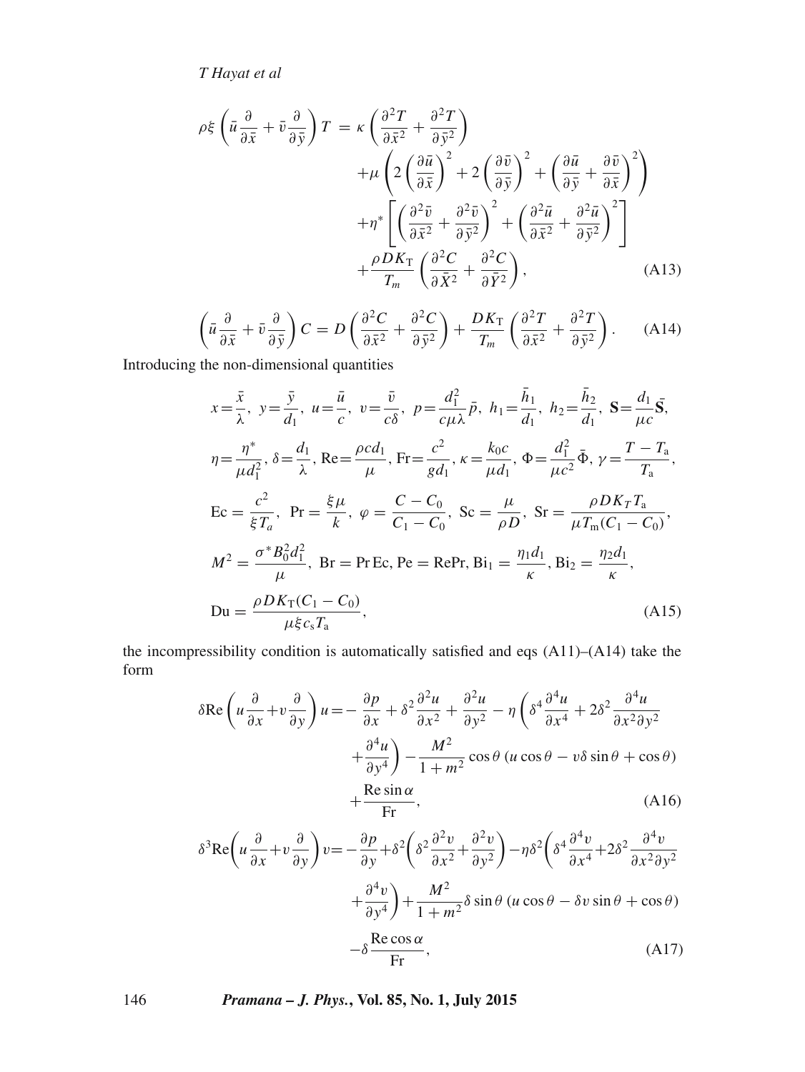$$\rho\xi\left(\bar{u}\frac{\partial}{\partial\bar{x}}+\bar{v}\frac{\partial}{\partial\bar{y}}\right)T=\kappa\left(\frac{\partial^2 T}{\partial\bar{x}^2}+\frac{\partial^2 T}{\partial\bar{y}^2}\right)$$
$$+\mu\left(2\left(\frac{\partial\bar{u}}{\partial\bar{x}}\right)^2+2\left(\frac{\partial\bar{v}}{\partial\bar{y}}\right)^2+\left(\frac{\partial\bar{u}}{\partial\bar{y}}+\frac{\partial\bar{v}}{\partial\bar{x}}\right)^2\right)$$
$$+\eta^*\left[\left(\frac{\partial^2\bar{v}}{\partial\bar{x}^2}+\frac{\partial^2\bar{v}}{\partial\bar{y}^2}\right)^2+\left(\frac{\partial^2\bar{u}}{\partial\bar{x}^2}+\frac{\partial^2\bar{u}}{\partial\bar{y}^2}\right)^2\right]$$
$$+\frac{\rho D K_{\mathrm{T}}}{T_m}\left(\frac{\partial^2 C}{\partial\bar{X}^2}+\frac{\partial^2 C}{\partial\bar{Y}^2}\right), \tag{A13}$$

$$\left(\bar{u}\frac{\partial}{\partial\bar{x}}+\bar{v}\frac{\partial}{\partial\bar{y}}\right)C=D\left(\frac{\partial^2 C}{\partial\bar{x}^2}+\frac{\partial^2 C}{\partial\bar{y}^2}\right)+\frac{DK_{\mathrm{T}}}{T_m}\left(\frac{\partial^2 T}{\partial\bar{x}^2}+\frac{\partial^2 T}{\partial\bar{y}^2}\right). \tag{A14}$$

Introducing the non-dimensional quantities

$$x=\frac{\bar{x}}{\lambda},\ y=\frac{\bar{y}}{d_1},\ u=\frac{\bar{u}}{c},\ v=\frac{\bar{v}}{c\delta},\ p=\frac{d_1^2}{c\mu\lambda}\bar{p},\ h_1=\frac{\bar{h}_1}{d_1},\ h_2=\frac{\bar{h}_2}{d_1},\ \mathbf{S}=\frac{d_1}{\mu c}\bar{\mathbf{S}},$$
$$\eta=\frac{\eta^*}{\mu d_1^2},\ \delta=\frac{d_1}{\lambda},\ \mathrm{Re}=\frac{\rho c d_1}{\mu},\ \mathrm{Fr}=\frac{c^2}{g d_1},\ \kappa=\frac{k_0 c}{\mu d_1},\ \Phi=\frac{d_1^2}{\mu c^2}\bar{\Phi},\ \gamma=\frac{T-T_{\mathrm{a}}}{T_{\mathrm{a}}},$$
$$\mathrm{Ec}=\frac{c^2}{\xi T_a},\ \ \mathrm{Pr}=\frac{\xi\mu}{k},\ \varphi=\frac{C-C_0}{C_1-C_0},\ \mathrm{Sc}=\frac{\mu}{\rho D},\ \mathrm{Sr}=\frac{\rho D K_T T_{\mathrm{a}}}{\mu T_{\mathrm{m}}(C_1-C_0)},$$
$$M^2=\frac{\sigma^* B_0^2 d_1^2}{\mu},\ \mathrm{Br}=\mathrm{Pr}\,\mathrm{Ec},\ \mathrm{Pe}=\mathrm{RePr},\ \mathrm{Bi}_1=\frac{\eta_1 d_1}{\kappa},\ \mathrm{Bi}_2=\frac{\eta_2 d_1}{\kappa},$$
$$\mathrm{Du}=\frac{\rho D K_{\mathrm{T}}(C_1-C_0)}{\mu\xi c_{\mathrm{s}} T_{\mathrm{a}}}, \tag{A15}$$

the incompressibility condition is automatically satisfied and eqs (A11)–(A14) take the form

$$\delta\mathrm{Re}\left(u\frac{\partial}{\partial x}+v\frac{\partial}{\partial y}\right)u=-\frac{\partial p}{\partial x}+\delta^2\frac{\partial^2 u}{\partial x^2}+\frac{\partial^2 u}{\partial y^2}-\eta\left(\delta^4\frac{\partial^4 u}{\partial x^4}+2\delta^2\frac{\partial^4 u}{\partial x^2\partial y^2}\right.$$
$$\left.+\frac{\partial^4 u}{\partial y^4}\right)-\frac{M^2}{1+m^2}\cos\theta\,(u\cos\theta-v\delta\sin\theta+\cos\theta)$$
$$+\frac{\mathrm{Re}\sin\alpha}{\mathrm{Fr}}, \tag{A16}$$

$$\delta^3\mathrm{Re}\left(u\frac{\partial}{\partial x}+v\frac{\partial}{\partial y}\right)v=-\frac{\partial p}{\partial y}+\delta^2\left(\delta^2\frac{\partial^2 v}{\partial x^2}+\frac{\partial^2 v}{\partial y^2}\right)-\eta\delta^2\left(\delta^4\frac{\partial^4 v}{\partial x^4}+2\delta^2\frac{\partial^4 v}{\partial x^2\partial y^2}\right.$$
$$\left.+\frac{\partial^4 v}{\partial y^4}\right)+\frac{M^2}{1+m^2}\delta\sin\theta\,(u\cos\theta-\delta v\sin\theta+\cos\theta)$$
$$-\delta\frac{\mathrm{Re}\cos\alpha}{\mathrm{Fr}}, \tag{A17}$$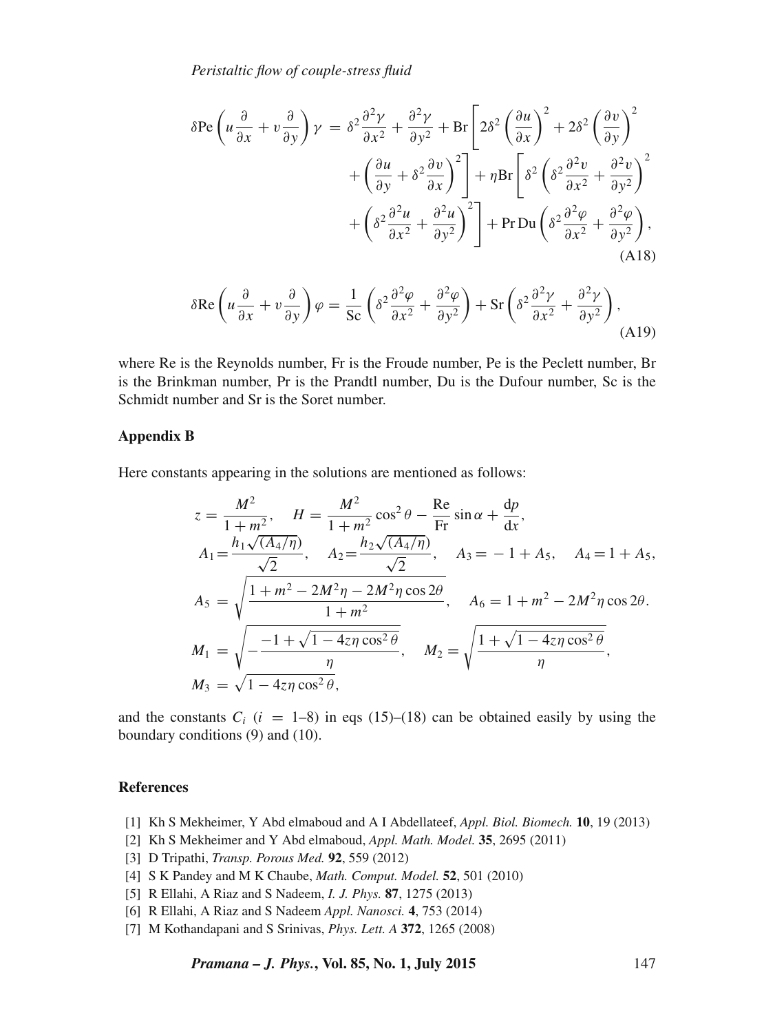$$\delta \mathrm{Pe}\left(u\frac{\partial}{\partial x}+v\frac{\partial}{\partial y}\right)\gamma = \delta^2\frac{\partial^2\gamma}{\partial x^2}+\frac{\partial^2\gamma}{\partial y^2}+\mathrm{Br}\left[2\delta^2\left(\frac{\partial u}{\partial x}\right)^2+2\delta^2\left(\frac{\partial v}{\partial y}\right)^2 +\left(\frac{\partial u}{\partial y}+\delta^2\frac{\partial v}{\partial x}\right)^2\right]+\eta\mathrm{Br}\left[\delta^2\left(\delta^2\frac{\partial^2 v}{\partial x^2}+\frac{\partial^2 v}{\partial y^2}\right)^2 +\left(\delta^2\frac{\partial^2 u}{\partial x^2}+\frac{\partial^2 u}{\partial y^2}\right)^2\right]+\mathrm{Pr\,Du}\left(\delta^2\frac{\partial^2\varphi}{\partial x^2}+\frac{\partial^2\varphi}{\partial y^2}\right), \tag{A18}$$

$$\delta \mathrm{Re}\left(u\frac{\partial}{\partial x}+v\frac{\partial}{\partial y}\right)\varphi = \frac{1}{\mathrm{Sc}}\left(\delta^2\frac{\partial^2\varphi}{\partial x^2}+\frac{\partial^2\varphi}{\partial y^2}\right)+\mathrm{Sr}\left(\delta^2\frac{\partial^2\gamma}{\partial x^2}+\frac{\partial^2\gamma}{\partial y^2}\right), \tag{A19}$$

where Re is the Reynolds number, Fr is the Froude number, Pe is the Peclett number, Br is the Brinkman number, Pr is the Prandtl number, Du is the Dufour number, Sc is the Schmidt number and Sr is the Soret number.

### Appendix B

Here constants appearing in the solutions are mentioned as follows:

$$z = \frac{M^2}{1+m^2},\quad H = \frac{M^2}{1+m^2}\cos^2\theta - \frac{\mathrm{Re}}{\mathrm{Fr}}\sin\alpha + \frac{\mathrm{d}p}{\mathrm{d}x},$$

$$A_1 = \frac{h_1\sqrt{(A_4/\eta)}}{\sqrt{2}},\quad A_2 = \frac{h_2\sqrt{(A_4/\eta)}}{\sqrt{2}},\quad A_3 = -1+A_5,\quad A_4 = 1+A_5,$$

$$A_5 = \sqrt{\frac{1+m^2-2M^2\eta-2M^2\eta\cos 2\theta}{1+m^2}},\quad A_6 = 1+m^2-2M^2\eta\cos 2\theta.$$

$$M_1 = \sqrt{-\frac{-1+\sqrt{1-4z\eta\cos^2\theta}}{\eta}},\quad M_2 = \sqrt{\frac{1+\sqrt{1-4z\eta\cos^2\theta}}{\eta}},$$

$$M_3 = \sqrt{1-4z\eta\cos^2\theta},$$

and the constants $C_i$ ($i$ = 1–8) in eqs (15)–(18) can be obtained easily by using the boundary conditions (9) and (10).

### References

[1] Kh S Mekheimer, Y Abd elmaboud and A I Abdellateef, *Appl. Biol. Biomech.* **10**, 19 (2013)
[2] Kh S Mekheimer and Y Abd elmaboud, *Appl. Math. Model.* **35**, 2695 (2011)
[3] D Tripathi, *Transp. Porous Med.* **92**, 559 (2012)
[4] S K Pandey and M K Chaube, *Math. Comput. Model.* **52**, 501 (2010)
[5] R Ellahi, A Riaz and S Nadeem, *I. J. Phys.* **87**, 1275 (2013)
[6] R Ellahi, A Riaz and S Nadeem *Appl. Nanosci.* **4**, 753 (2014)
[7] M Kothandapani and S Srinivas, *Phys. Lett. A* **372**, 1265 (2008)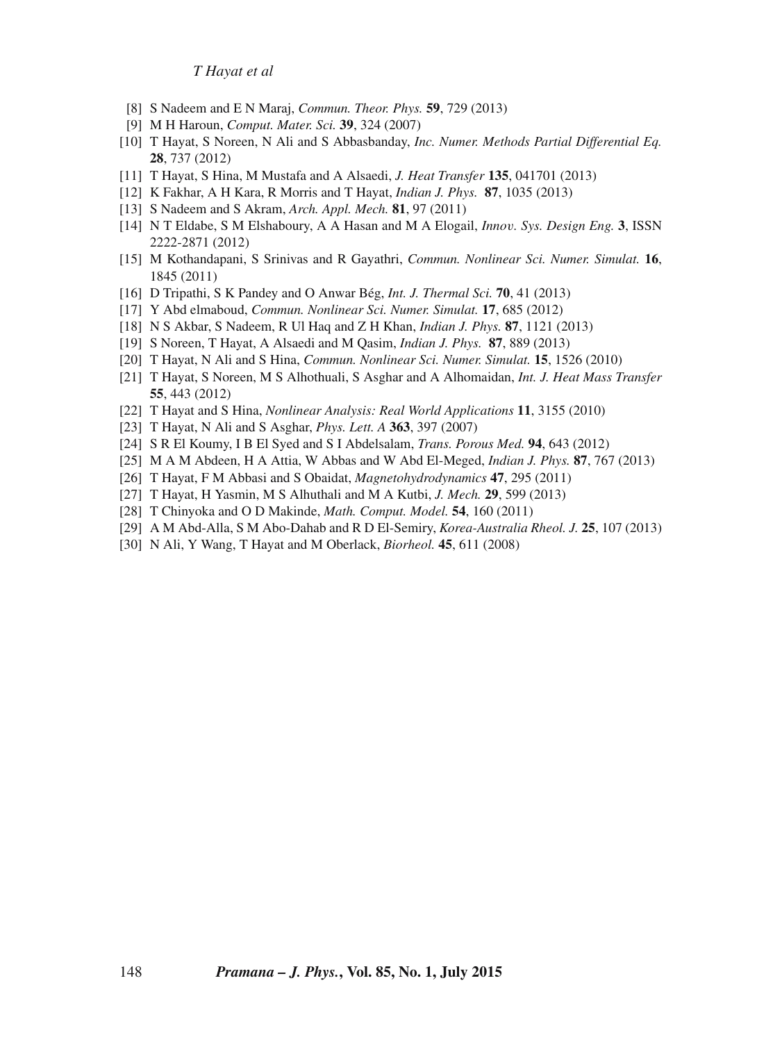[8] S Nadeem and E N Maraj, *Commun. Theor. Phys.* **59**, 729 (2013)

[9] M H Haroun, *Comput. Mater. Sci.* **39**, 324 (2007)

[10] T Hayat, S Noreen, N Ali and S Abbasbanday, *Inc. Numer. Methods Partial Differential Eq.* **28**, 737 (2012)

[11] T Hayat, S Hina, M Mustafa and A Alsaedi, *J. Heat Transfer* **135**, 041701 (2013)

[12] K Fakhar, A H Kara, R Morris and T Hayat, *Indian J. Phys.* **87**, 1035 (2013)

[13] S Nadeem and S Akram, *Arch. Appl. Mech.* **81**, 97 (2011)

[14] N T Eldabe, S M Elshaboury, A A Hasan and M A Elogail, *Innov. Sys. Design Eng.* **3**, ISSN 2222-2871 (2012)

[15] M Kothandapani, S Srinivas and R Gayathri, *Commun. Nonlinear Sci. Numer. Simulat.* **16**, 1845 (2011)

[16] D Tripathi, S K Pandey and O Anwar Bég, *Int. J. Thermal Sci.* **70**, 41 (2013)

[17] Y Abd elmaboud, *Commun. Nonlinear Sci. Numer. Simulat.* **17**, 685 (2012)

[18] N S Akbar, S Nadeem, R Ul Haq and Z H Khan, *Indian J. Phys.* **87**, 1121 (2013)

[19] S Noreen, T Hayat, A Alsaedi and M Qasim, *Indian J. Phys.* **87**, 889 (2013)

[20] T Hayat, N Ali and S Hina, *Commun. Nonlinear Sci. Numer. Simulat.* **15**, 1526 (2010)

[21] T Hayat, S Noreen, M S Alhothuali, S Asghar and A Alhomaidan, *Int. J. Heat Mass Transfer* **55**, 443 (2012)

[22] T Hayat and S Hina, *Nonlinear Analysis: Real World Applications* **11**, 3155 (2010)

[23] T Hayat, N Ali and S Asghar, *Phys. Lett. A* **363**, 397 (2007)

[24] S R El Koumy, I B El Syed and S I Abdelsalam, *Trans. Porous Med.* **94**, 643 (2012)

[25] M A M Abdeen, H A Attia, W Abbas and W Abd El-Meged, *Indian J. Phys.* **87**, 767 (2013)

[26] T Hayat, F M Abbasi and S Obaidat, *Magnetohydrodynamics* **47**, 295 (2011)

[27] T Hayat, H Yasmin, M S Alhuthali and M A Kutbi, *J. Mech.* **29**, 599 (2013)

[28] T Chinyoka and O D Makinde, *Math. Comput. Model.* **54**, 160 (2011)

[29] A M Abd-Alla, S M Abo-Dahab and R D El-Semiry, *Korea-Australia Rheol. J.* **25**, 107 (2013)

[30] N Ali, Y Wang, T Hayat and M Oberlack, *Biorheol.* **45**, 611 (2008)